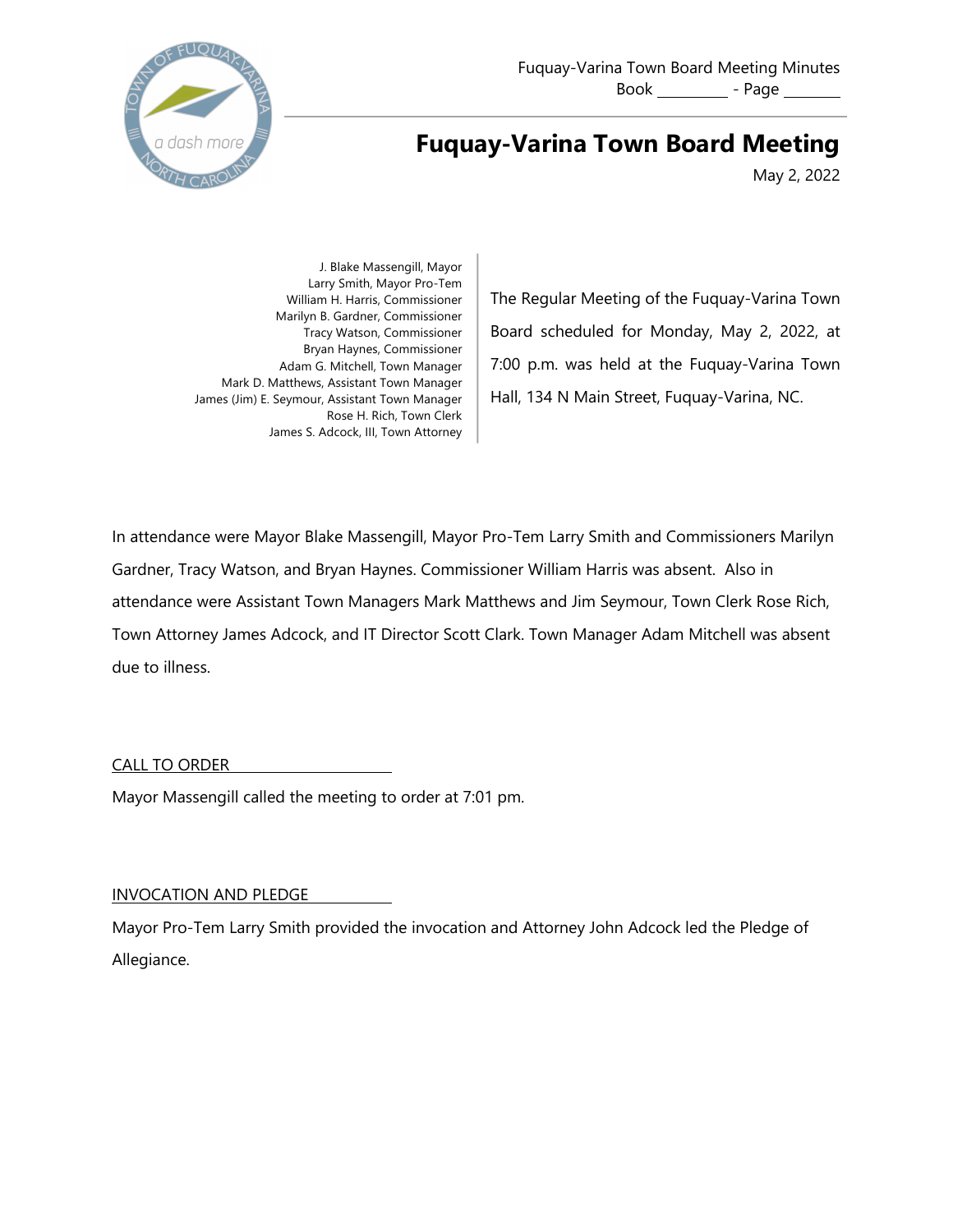Fuquay-Varina Town Board Meeting Minutes
Book _________ - Page _______

# Fuquay-Varina Town Board Meeting

May 2, 2022

J. Blake Massengill, Mayor
Larry Smith, Mayor Pro-Tem
William H. Harris, Commissioner
Marilyn B. Gardner, Commissioner
Tracy Watson, Commissioner
Bryan Haynes, Commissioner
Adam G. Mitchell, Town Manager
Mark D. Matthews, Assistant Town Manager
James (Jim) E. Seymour, Assistant Town Manager
Rose H. Rich, Town Clerk
James S. Adcock, III, Town Attorney

The Regular Meeting of the Fuquay-Varina Town Board scheduled for Monday, May 2, 2022, at 7:00 p.m. was held at the Fuquay-Varina Town Hall, 134 N Main Street, Fuquay-Varina, NC.

In attendance were Mayor Blake Massengill, Mayor Pro-Tem Larry Smith and Commissioners Marilyn Gardner, Tracy Watson, and Bryan Haynes. Commissioner William Harris was absent. Also in attendance were Assistant Town Managers Mark Matthews and Jim Seymour, Town Clerk Rose Rich, Town Attorney James Adcock, and IT Director Scott Clark. Town Manager Adam Mitchell was absent due to illness.

## CALL TO ORDER

Mayor Massengill called the meeting to order at 7:01 pm.

## INVOCATION AND PLEDGE

Mayor Pro-Tem Larry Smith provided the invocation and Attorney John Adcock led the Pledge of Allegiance.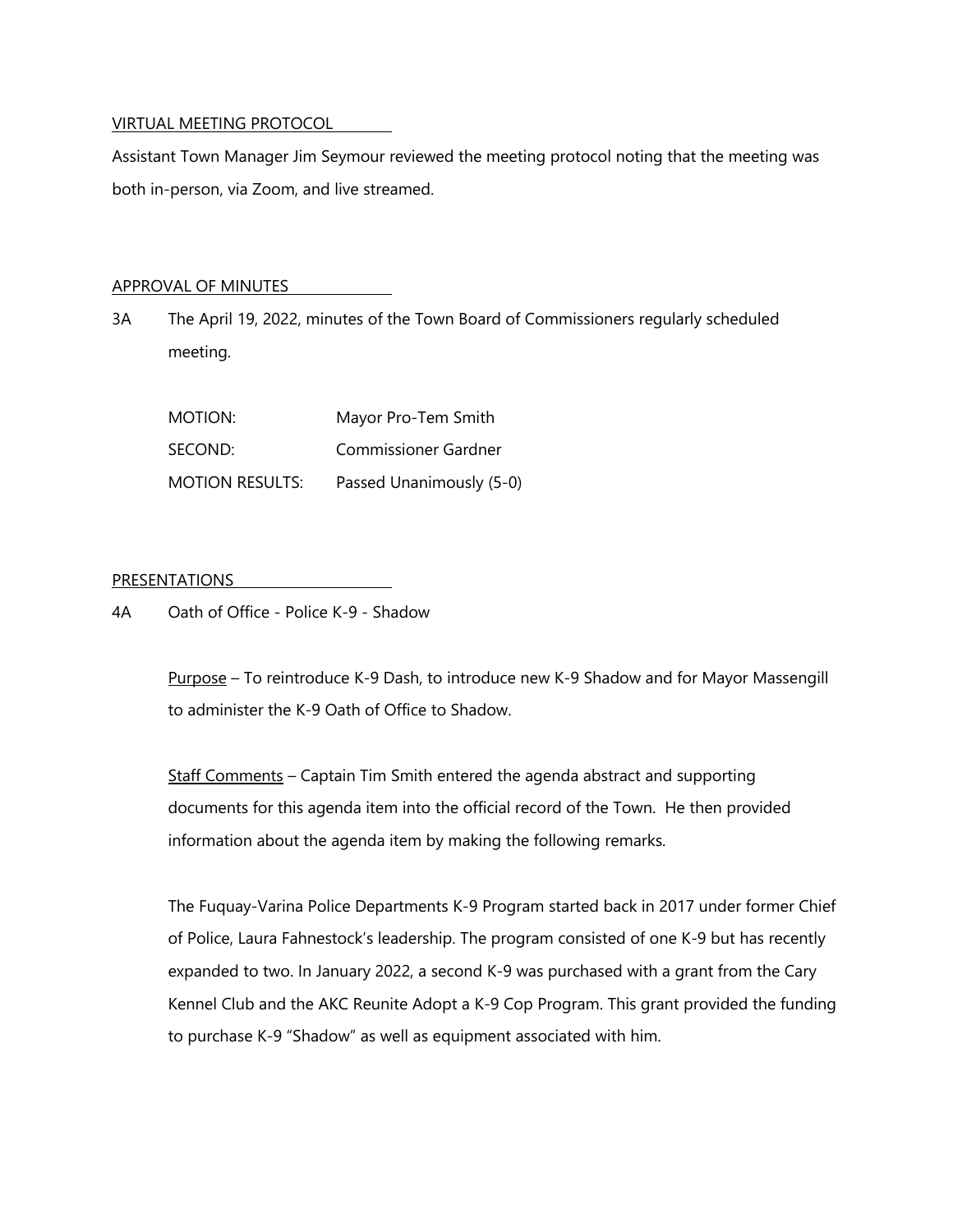## VIRTUAL MEETING PROTOCOL

Assistant Town Manager Jim Seymour reviewed the meeting protocol noting that the meeting was both in-person, via Zoom, and live streamed.

## APPROVAL OF MINUTES

3A The April 19, 2022, minutes of the Town Board of Commissioners regularly scheduled meeting.

| | |
|---|---|
| MOTION: | Mayor Pro-Tem Smith |
| SECOND: | Commissioner Gardner |
| MOTION RESULTS: | Passed Unanimously (5-0) |

## PRESENTATIONS

4A Oath of Office - Police K-9 - Shadow

Purpose – To reintroduce K-9 Dash, to introduce new K-9 Shadow and for Mayor Massengill to administer the K-9 Oath of Office to Shadow.

Staff Comments – Captain Tim Smith entered the agenda abstract and supporting documents for this agenda item into the official record of the Town. He then provided information about the agenda item by making the following remarks.

The Fuquay-Varina Police Departments K-9 Program started back in 2017 under former Chief of Police, Laura Fahnestock's leadership. The program consisted of one K-9 but has recently expanded to two. In January 2022, a second K-9 was purchased with a grant from the Cary Kennel Club and the AKC Reunite Adopt a K-9 Cop Program. This grant provided the funding to purchase K-9 "Shadow" as well as equipment associated with him.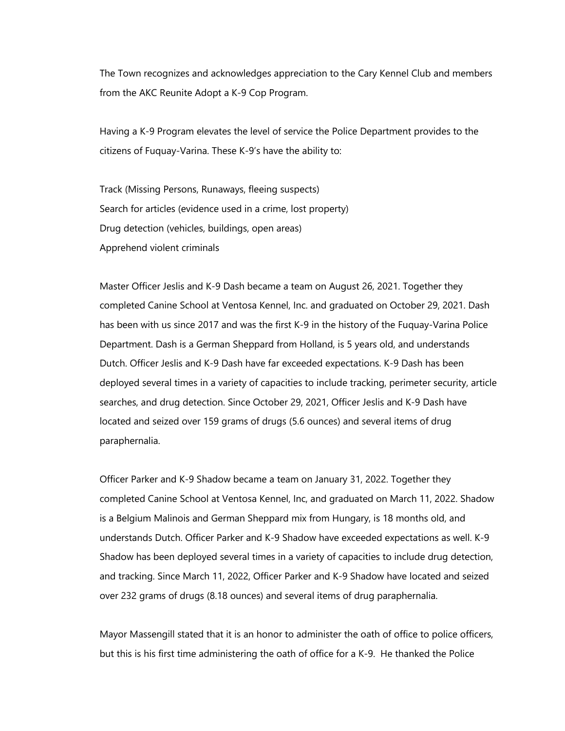The Town recognizes and acknowledges appreciation to the Cary Kennel Club and members from the AKC Reunite Adopt a K-9 Cop Program.

Having a K-9 Program elevates the level of service the Police Department provides to the citizens of Fuquay-Varina. These K-9's have the ability to:

Track (Missing Persons, Runaways, fleeing suspects)
Search for articles (evidence used in a crime, lost property)
Drug detection (vehicles, buildings, open areas)
Apprehend violent criminals

Master Officer Jeslis and K-9 Dash became a team on August 26, 2021. Together they completed Canine School at Ventosa Kennel, Inc. and graduated on October 29, 2021. Dash has been with us since 2017 and was the first K-9 in the history of the Fuquay-Varina Police Department. Dash is a German Sheppard from Holland, is 5 years old, and understands Dutch. Officer Jeslis and K-9 Dash have far exceeded expectations. K-9 Dash has been deployed several times in a variety of capacities to include tracking, perimeter security, article searches, and drug detection. Since October 29, 2021, Officer Jeslis and K-9 Dash have located and seized over 159 grams of drugs (5.6 ounces) and several items of drug paraphernalia.

Officer Parker and K-9 Shadow became a team on January 31, 2022. Together they completed Canine School at Ventosa Kennel, Inc, and graduated on March 11, 2022. Shadow is a Belgium Malinois and German Sheppard mix from Hungary, is 18 months old, and understands Dutch. Officer Parker and K-9 Shadow have exceeded expectations as well. K-9 Shadow has been deployed several times in a variety of capacities to include drug detection, and tracking. Since March 11, 2022, Officer Parker and K-9 Shadow have located and seized over 232 grams of drugs (8.18 ounces) and several items of drug paraphernalia.

Mayor Massengill stated that it is an honor to administer the oath of office to police officers, but this is his first time administering the oath of office for a K-9. He thanked the Police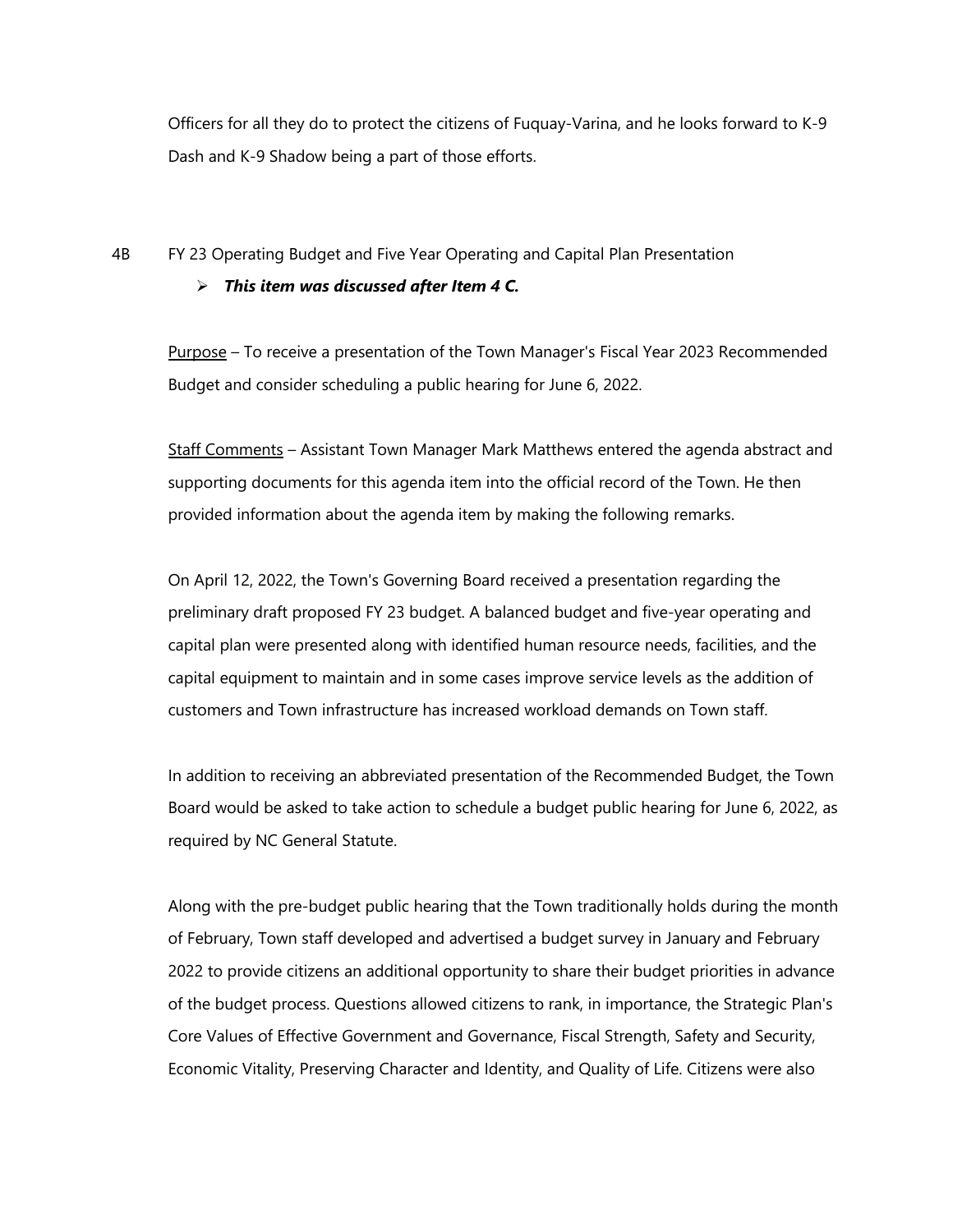Officers for all they do to protect the citizens of Fuquay-Varina, and he looks forward to K-9 Dash and K-9 Shadow being a part of those efforts.

4B FY 23 Operating Budget and Five Year Operating and Capital Plan Presentation

- ***This item was discussed after Item 4 C.***

Purpose – To receive a presentation of the Town Manager's Fiscal Year 2023 Recommended Budget and consider scheduling a public hearing for June 6, 2022.

Staff Comments – Assistant Town Manager Mark Matthews entered the agenda abstract and supporting documents for this agenda item into the official record of the Town. He then provided information about the agenda item by making the following remarks.

On April 12, 2022, the Town's Governing Board received a presentation regarding the preliminary draft proposed FY 23 budget. A balanced budget and five-year operating and capital plan were presented along with identified human resource needs, facilities, and the capital equipment to maintain and in some cases improve service levels as the addition of customers and Town infrastructure has increased workload demands on Town staff.

In addition to receiving an abbreviated presentation of the Recommended Budget, the Town Board would be asked to take action to schedule a budget public hearing for June 6, 2022, as required by NC General Statute.

Along with the pre-budget public hearing that the Town traditionally holds during the month of February, Town staff developed and advertised a budget survey in January and February 2022 to provide citizens an additional opportunity to share their budget priorities in advance of the budget process. Questions allowed citizens to rank, in importance, the Strategic Plan's Core Values of Effective Government and Governance, Fiscal Strength, Safety and Security, Economic Vitality, Preserving Character and Identity, and Quality of Life. Citizens were also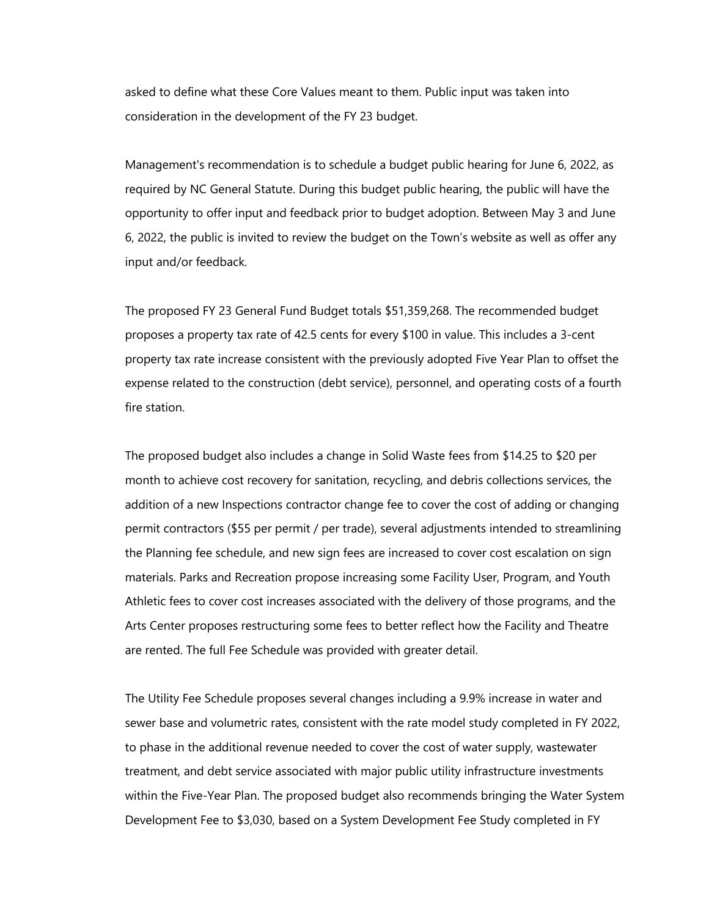asked to define what these Core Values meant to them. Public input was taken into consideration in the development of the FY 23 budget.

Management's recommendation is to schedule a budget public hearing for June 6, 2022, as required by NC General Statute. During this budget public hearing, the public will have the opportunity to offer input and feedback prior to budget adoption. Between May 3 and June 6, 2022, the public is invited to review the budget on the Town's website as well as offer any input and/or feedback.

The proposed FY 23 General Fund Budget totals $51,359,268. The recommended budget proposes a property tax rate of 42.5 cents for every $100 in value. This includes a 3-cent property tax rate increase consistent with the previously adopted Five Year Plan to offset the expense related to the construction (debt service), personnel, and operating costs of a fourth fire station.

The proposed budget also includes a change in Solid Waste fees from $14.25 to $20 per month to achieve cost recovery for sanitation, recycling, and debris collections services, the addition of a new Inspections contractor change fee to cover the cost of adding or changing permit contractors ($55 per permit / per trade), several adjustments intended to streamlining the Planning fee schedule, and new sign fees are increased to cover cost escalation on sign materials. Parks and Recreation propose increasing some Facility User, Program, and Youth Athletic fees to cover cost increases associated with the delivery of those programs, and the Arts Center proposes restructuring some fees to better reflect how the Facility and Theatre are rented. The full Fee Schedule was provided with greater detail.

The Utility Fee Schedule proposes several changes including a 9.9% increase in water and sewer base and volumetric rates, consistent with the rate model study completed in FY 2022, to phase in the additional revenue needed to cover the cost of water supply, wastewater treatment, and debt service associated with major public utility infrastructure investments within the Five-Year Plan. The proposed budget also recommends bringing the Water System Development Fee to $3,030, based on a System Development Fee Study completed in FY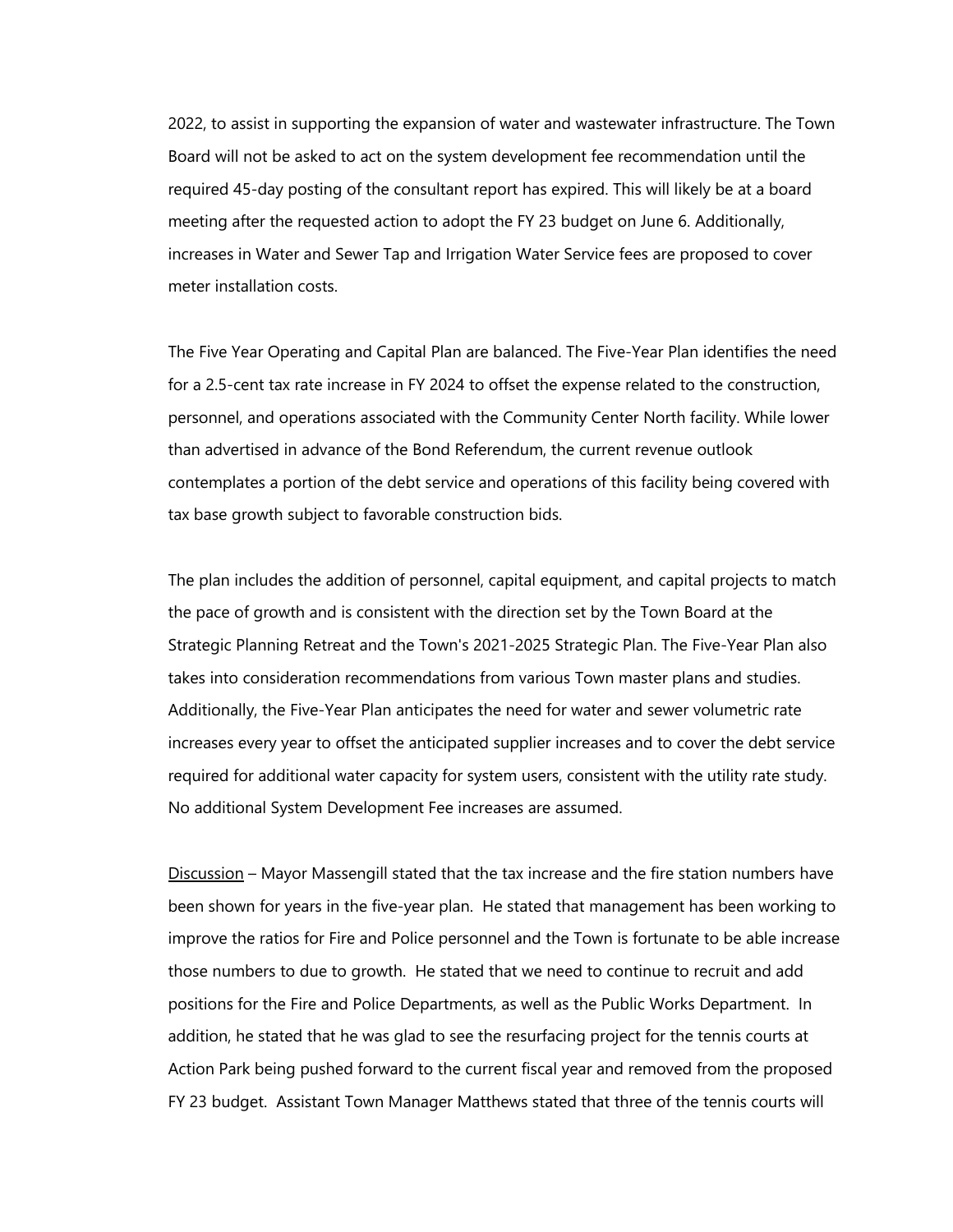2022, to assist in supporting the expansion of water and wastewater infrastructure. The Town Board will not be asked to act on the system development fee recommendation until the required 45-day posting of the consultant report has expired. This will likely be at a board meeting after the requested action to adopt the FY 23 budget on June 6. Additionally, increases in Water and Sewer Tap and Irrigation Water Service fees are proposed to cover meter installation costs.

The Five Year Operating and Capital Plan are balanced. The Five-Year Plan identifies the need for a 2.5-cent tax rate increase in FY 2024 to offset the expense related to the construction, personnel, and operations associated with the Community Center North facility. While lower than advertised in advance of the Bond Referendum, the current revenue outlook contemplates a portion of the debt service and operations of this facility being covered with tax base growth subject to favorable construction bids.

The plan includes the addition of personnel, capital equipment, and capital projects to match the pace of growth and is consistent with the direction set by the Town Board at the Strategic Planning Retreat and the Town's 2021-2025 Strategic Plan. The Five-Year Plan also takes into consideration recommendations from various Town master plans and studies. Additionally, the Five-Year Plan anticipates the need for water and sewer volumetric rate increases every year to offset the anticipated supplier increases and to cover the debt service required for additional water capacity for system users, consistent with the utility rate study. No additional System Development Fee increases are assumed.

Discussion – Mayor Massengill stated that the tax increase and the fire station numbers have been shown for years in the five-year plan. He stated that management has been working to improve the ratios for Fire and Police personnel and the Town is fortunate to be able increase those numbers to due to growth. He stated that we need to continue to recruit and add positions for the Fire and Police Departments, as well as the Public Works Department. In addition, he stated that he was glad to see the resurfacing project for the tennis courts at Action Park being pushed forward to the current fiscal year and removed from the proposed FY 23 budget. Assistant Town Manager Matthews stated that three of the tennis courts will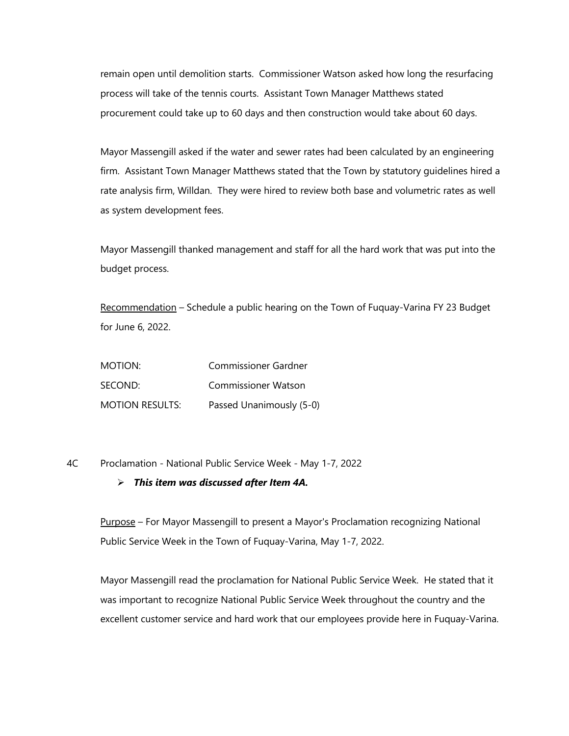remain open until demolition starts. Commissioner Watson asked how long the resurfacing process will take of the tennis courts. Assistant Town Manager Matthews stated procurement could take up to 60 days and then construction would take about 60 days.

Mayor Massengill asked if the water and sewer rates had been calculated by an engineering firm. Assistant Town Manager Matthews stated that the Town by statutory guidelines hired a rate analysis firm, Willdan. They were hired to review both base and volumetric rates as well as system development fees.

Mayor Massengill thanked management and staff for all the hard work that was put into the budget process.

Recommendation – Schedule a public hearing on the Town of Fuquay-Varina FY 23 Budget for June 6, 2022.

| | |
|---|---|
| MOTION: | Commissioner Gardner |
| SECOND: | Commissioner Watson |
| MOTION RESULTS: | Passed Unanimously (5-0) |

4C Proclamation - National Public Service Week - May 1-7, 2022

- ***This item was discussed after Item 4A.***

Purpose – For Mayor Massengill to present a Mayor's Proclamation recognizing National Public Service Week in the Town of Fuquay-Varina, May 1-7, 2022.

Mayor Massengill read the proclamation for National Public Service Week. He stated that it was important to recognize National Public Service Week throughout the country and the excellent customer service and hard work that our employees provide here in Fuquay-Varina.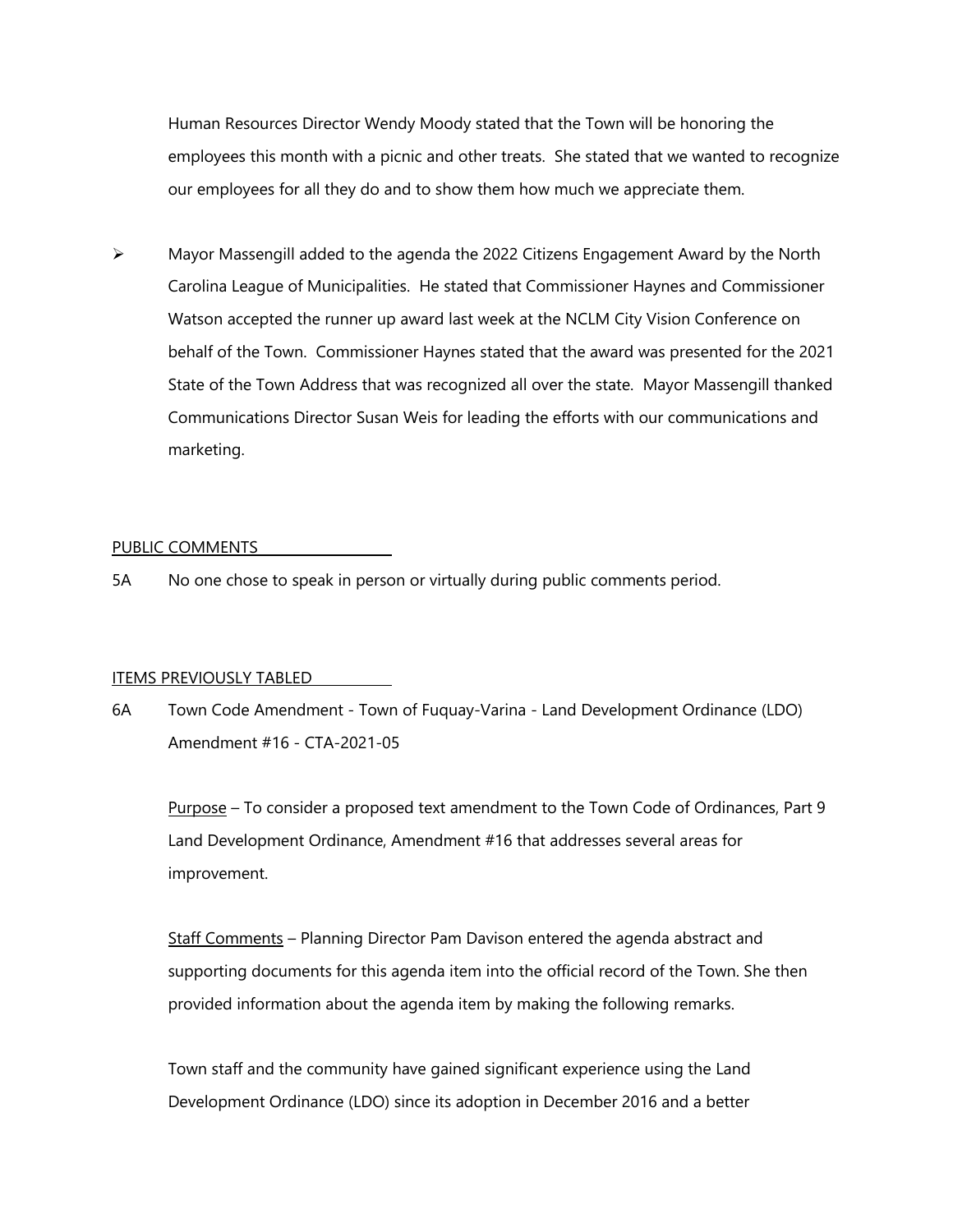Human Resources Director Wendy Moody stated that the Town will be honoring the employees this month with a picnic and other treats. She stated that we wanted to recognize our employees for all they do and to show them how much we appreciate them.

- Mayor Massengill added to the agenda the 2022 Citizens Engagement Award by the North Carolina League of Municipalities. He stated that Commissioner Haynes and Commissioner Watson accepted the runner up award last week at the NCLM City Vision Conference on behalf of the Town. Commissioner Haynes stated that the award was presented for the 2021 State of the Town Address that was recognized all over the state. Mayor Massengill thanked Communications Director Susan Weis for leading the efforts with our communications and marketing.

PUBLIC COMMENTS

5A No one chose to speak in person or virtually during public comments period.

ITEMS PREVIOUSLY TABLED

6A Town Code Amendment - Town of Fuquay-Varina - Land Development Ordinance (LDO) Amendment #16 - CTA-2021-05

Purpose – To consider a proposed text amendment to the Town Code of Ordinances, Part 9 Land Development Ordinance, Amendment #16 that addresses several areas for improvement.

Staff Comments – Planning Director Pam Davison entered the agenda abstract and supporting documents for this agenda item into the official record of the Town. She then provided information about the agenda item by making the following remarks.

Town staff and the community have gained significant experience using the Land Development Ordinance (LDO) since its adoption in December 2016 and a better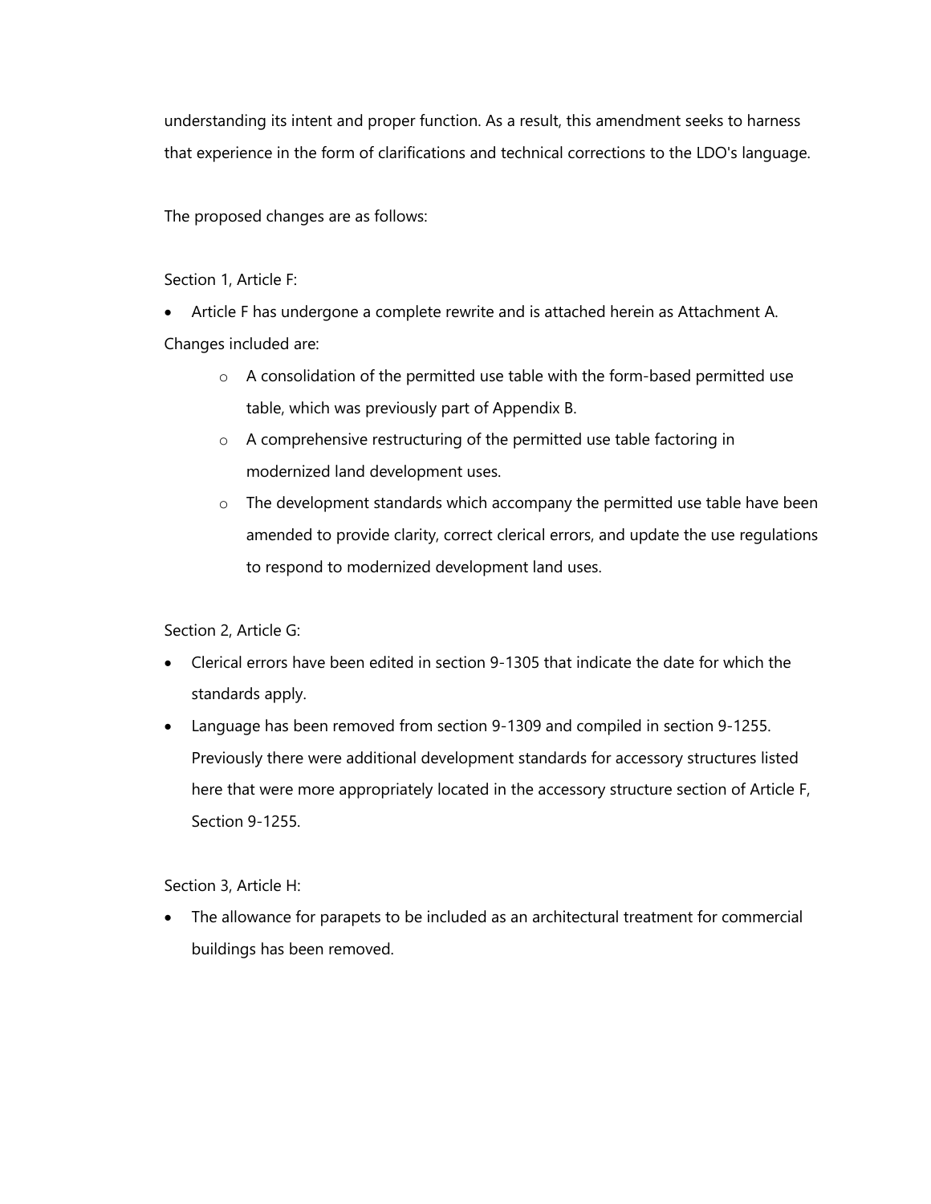understanding its intent and proper function. As a result, this amendment seeks to harness that experience in the form of clarifications and technical corrections to the LDO's language.

The proposed changes are as follows:

Section 1, Article F:

- Article F has undergone a complete rewrite and is attached herein as Attachment A.

Changes included are:

  - A consolidation of the permitted use table with the form-based permitted use table, which was previously part of Appendix B.
  - A comprehensive restructuring of the permitted use table factoring in modernized land development uses.
  - The development standards which accompany the permitted use table have been amended to provide clarity, correct clerical errors, and update the use regulations to respond to modernized development land uses.

Section 2, Article G:

- Clerical errors have been edited in section 9-1305 that indicate the date for which the standards apply.
- Language has been removed from section 9-1309 and compiled in section 9-1255. Previously there were additional development standards for accessory structures listed here that were more appropriately located in the accessory structure section of Article F, Section 9-1255.

Section 3, Article H:

- The allowance for parapets to be included as an architectural treatment for commercial buildings has been removed.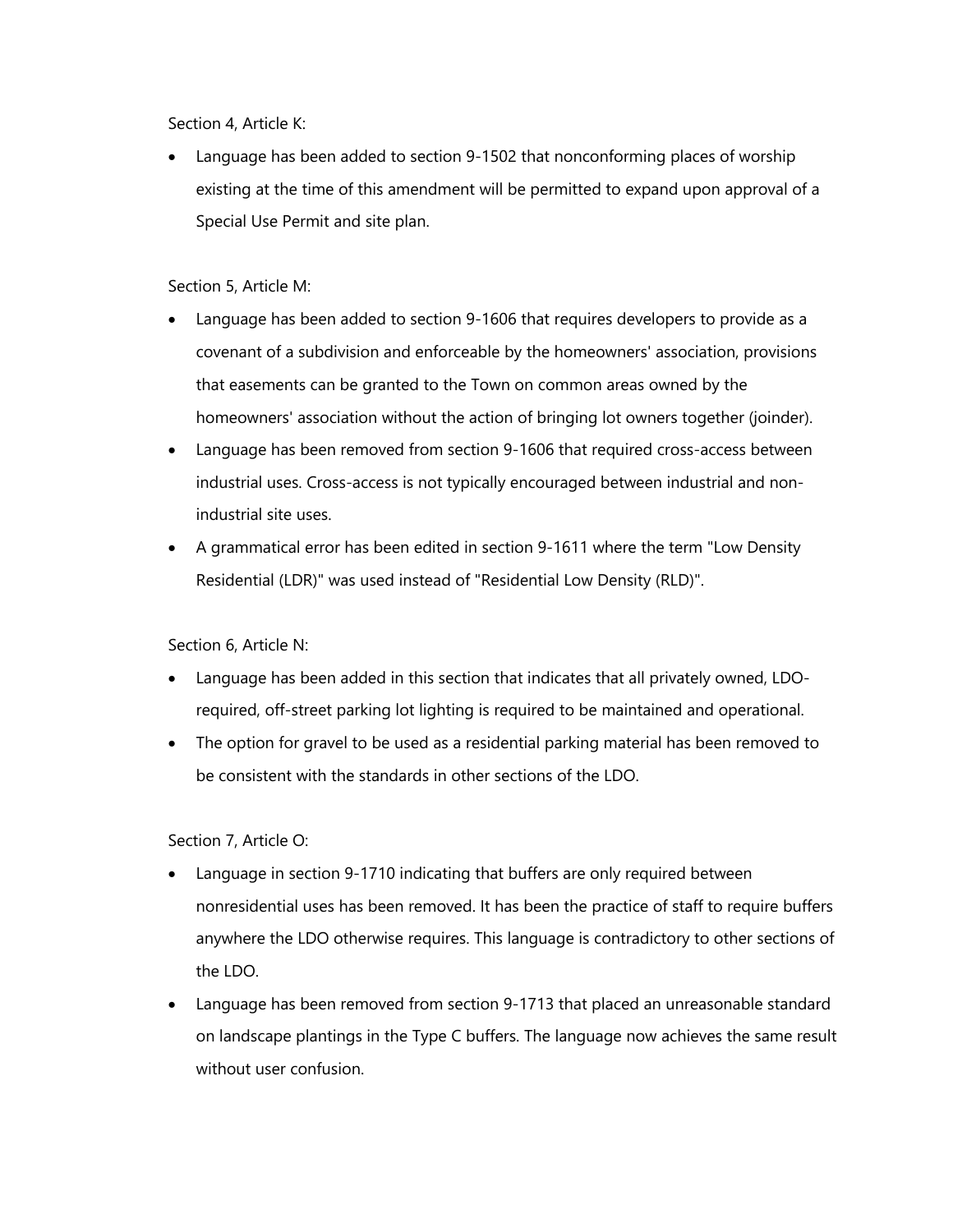Section 4, Article K:

- Language has been added to section 9-1502 that nonconforming places of worship existing at the time of this amendment will be permitted to expand upon approval of a Special Use Permit and site plan.

Section 5, Article M:

- Language has been added to section 9-1606 that requires developers to provide as a covenant of a subdivision and enforceable by the homeowners' association, provisions that easements can be granted to the Town on common areas owned by the homeowners' association without the action of bringing lot owners together (joinder).
- Language has been removed from section 9-1606 that required cross-access between industrial uses. Cross-access is not typically encouraged between industrial and non-industrial site uses.
- A grammatical error has been edited in section 9-1611 where the term "Low Density Residential (LDR)" was used instead of "Residential Low Density (RLD)".

Section 6, Article N:

- Language has been added in this section that indicates that all privately owned, LDO-required, off-street parking lot lighting is required to be maintained and operational.
- The option for gravel to be used as a residential parking material has been removed to be consistent with the standards in other sections of the LDO.

Section 7, Article O:

- Language in section 9-1710 indicating that buffers are only required between nonresidential uses has been removed. It has been the practice of staff to require buffers anywhere the LDO otherwise requires. This language is contradictory to other sections of the LDO.
- Language has been removed from section 9-1713 that placed an unreasonable standard on landscape plantings in the Type C buffers. The language now achieves the same result without user confusion.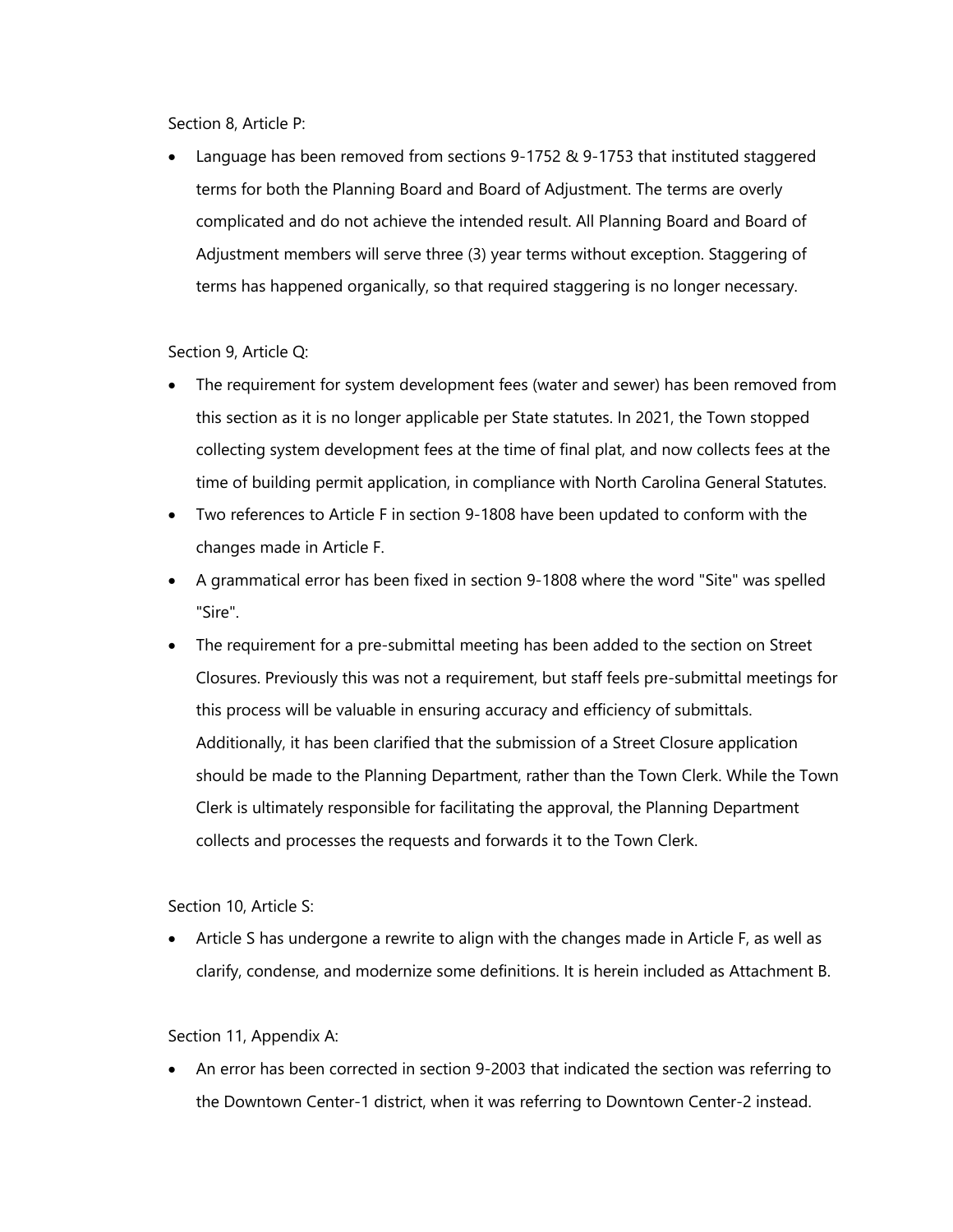Section 8, Article P:

- Language has been removed from sections 9-1752 & 9-1753 that instituted staggered terms for both the Planning Board and Board of Adjustment. The terms are overly complicated and do not achieve the intended result. All Planning Board and Board of Adjustment members will serve three (3) year terms without exception. Staggering of terms has happened organically, so that required staggering is no longer necessary.

Section 9, Article Q:

- The requirement for system development fees (water and sewer) has been removed from this section as it is no longer applicable per State statutes. In 2021, the Town stopped collecting system development fees at the time of final plat, and now collects fees at the time of building permit application, in compliance with North Carolina General Statutes.
- Two references to Article F in section 9-1808 have been updated to conform with the changes made in Article F.
- A grammatical error has been fixed in section 9-1808 where the word "Site" was spelled "Sire".
- The requirement for a pre-submittal meeting has been added to the section on Street Closures. Previously this was not a requirement, but staff feels pre-submittal meetings for this process will be valuable in ensuring accuracy and efficiency of submittals. Additionally, it has been clarified that the submission of a Street Closure application should be made to the Planning Department, rather than the Town Clerk. While the Town Clerk is ultimately responsible for facilitating the approval, the Planning Department collects and processes the requests and forwards it to the Town Clerk.

Section 10, Article S:

- Article S has undergone a rewrite to align with the changes made in Article F, as well as clarify, condense, and modernize some definitions. It is herein included as Attachment B.

Section 11, Appendix A:

- An error has been corrected in section 9-2003 that indicated the section was referring to the Downtown Center-1 district, when it was referring to Downtown Center-2 instead.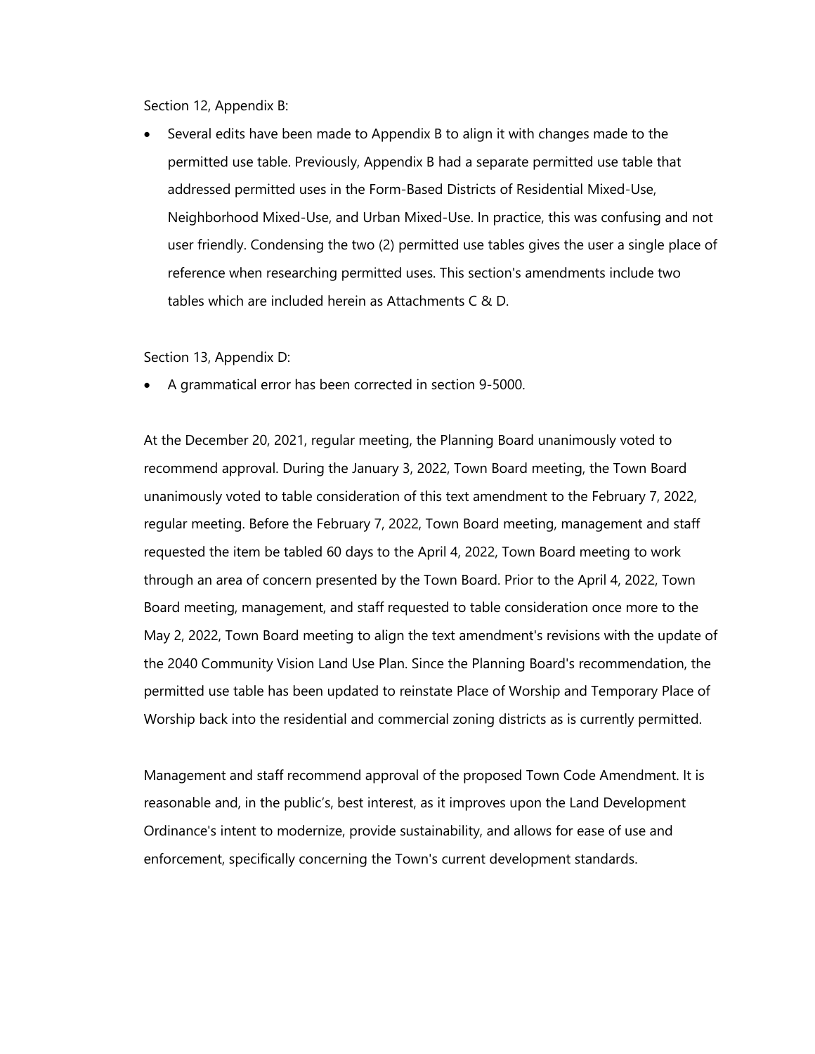Section 12, Appendix B:

- Several edits have been made to Appendix B to align it with changes made to the permitted use table. Previously, Appendix B had a separate permitted use table that addressed permitted uses in the Form-Based Districts of Residential Mixed-Use, Neighborhood Mixed-Use, and Urban Mixed-Use. In practice, this was confusing and not user friendly. Condensing the two (2) permitted use tables gives the user a single place of reference when researching permitted uses. This section's amendments include two tables which are included herein as Attachments C & D.

Section 13, Appendix D:

- A grammatical error has been corrected in section 9-5000.

At the December 20, 2021, regular meeting, the Planning Board unanimously voted to recommend approval. During the January 3, 2022, Town Board meeting, the Town Board unanimously voted to table consideration of this text amendment to the February 7, 2022, regular meeting. Before the February 7, 2022, Town Board meeting, management and staff requested the item be tabled 60 days to the April 4, 2022, Town Board meeting to work through an area of concern presented by the Town Board. Prior to the April 4, 2022, Town Board meeting, management, and staff requested to table consideration once more to the May 2, 2022, Town Board meeting to align the text amendment's revisions with the update of the 2040 Community Vision Land Use Plan. Since the Planning Board's recommendation, the permitted use table has been updated to reinstate Place of Worship and Temporary Place of Worship back into the residential and commercial zoning districts as is currently permitted.

Management and staff recommend approval of the proposed Town Code Amendment. It is reasonable and, in the public's, best interest, as it improves upon the Land Development Ordinance's intent to modernize, provide sustainability, and allows for ease of use and enforcement, specifically concerning the Town's current development standards.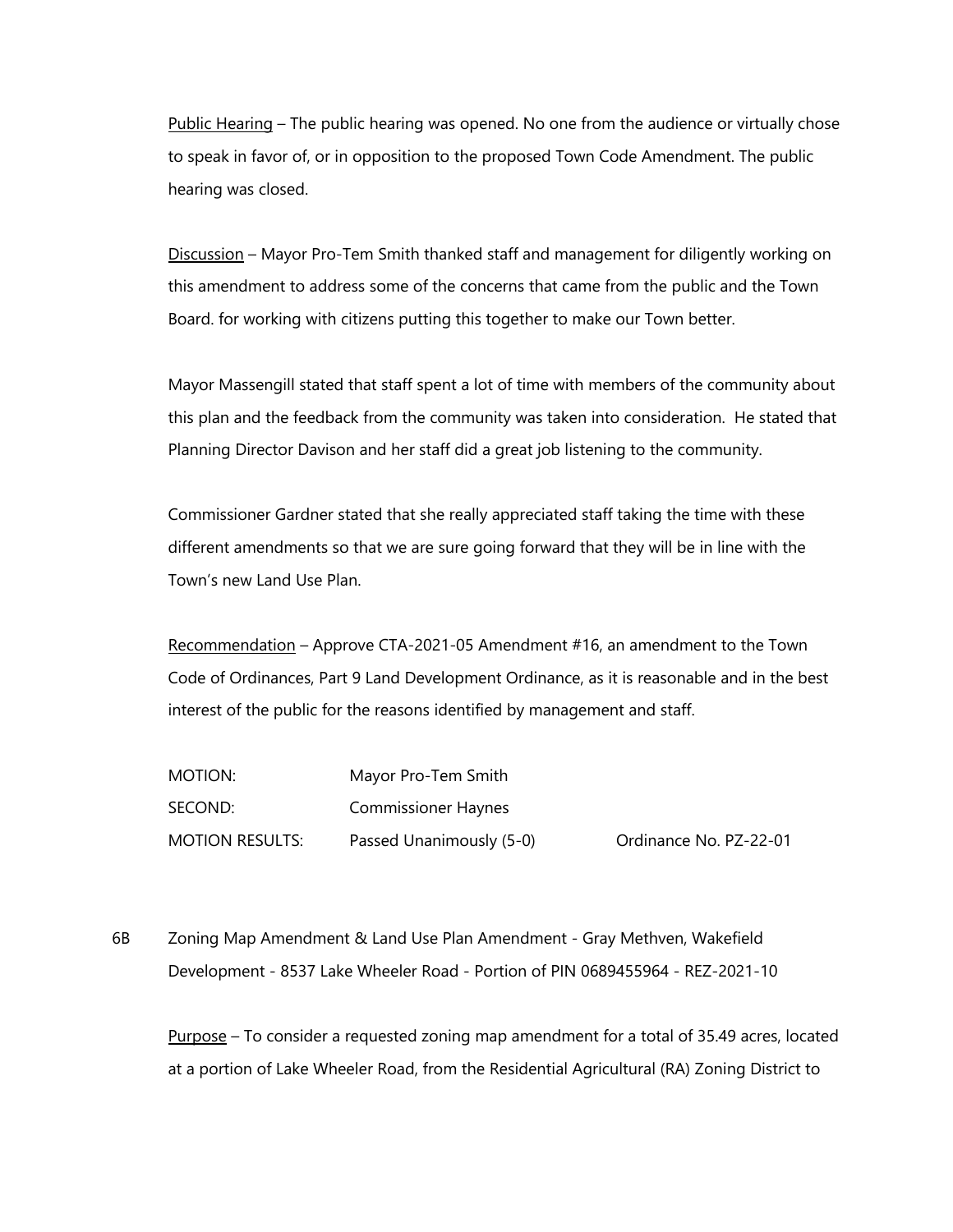Public Hearing – The public hearing was opened. No one from the audience or virtually chose to speak in favor of, or in opposition to the proposed Town Code Amendment. The public hearing was closed.

Discussion – Mayor Pro-Tem Smith thanked staff and management for diligently working on this amendment to address some of the concerns that came from the public and the Town Board. for working with citizens putting this together to make our Town better.

Mayor Massengill stated that staff spent a lot of time with members of the community about this plan and the feedback from the community was taken into consideration. He stated that Planning Director Davison and her staff did a great job listening to the community.

Commissioner Gardner stated that she really appreciated staff taking the time with these different amendments so that we are sure going forward that they will be in line with the Town's new Land Use Plan.

Recommendation – Approve CTA-2021-05 Amendment #16, an amendment to the Town Code of Ordinances, Part 9 Land Development Ordinance, as it is reasonable and in the best interest of the public for the reasons identified by management and staff.

| | | |
|---|---|---|
| MOTION: | Mayor Pro-Tem Smith | |
| SECOND: | Commissioner Haynes | |
| MOTION RESULTS: | Passed Unanimously (5-0) | Ordinance No. PZ-22-01 |

6B Zoning Map Amendment & Land Use Plan Amendment - Gray Methven, Wakefield Development - 8537 Lake Wheeler Road - Portion of PIN 0689455964 - REZ-2021-10

Purpose – To consider a requested zoning map amendment for a total of 35.49 acres, located at a portion of Lake Wheeler Road, from the Residential Agricultural (RA) Zoning District to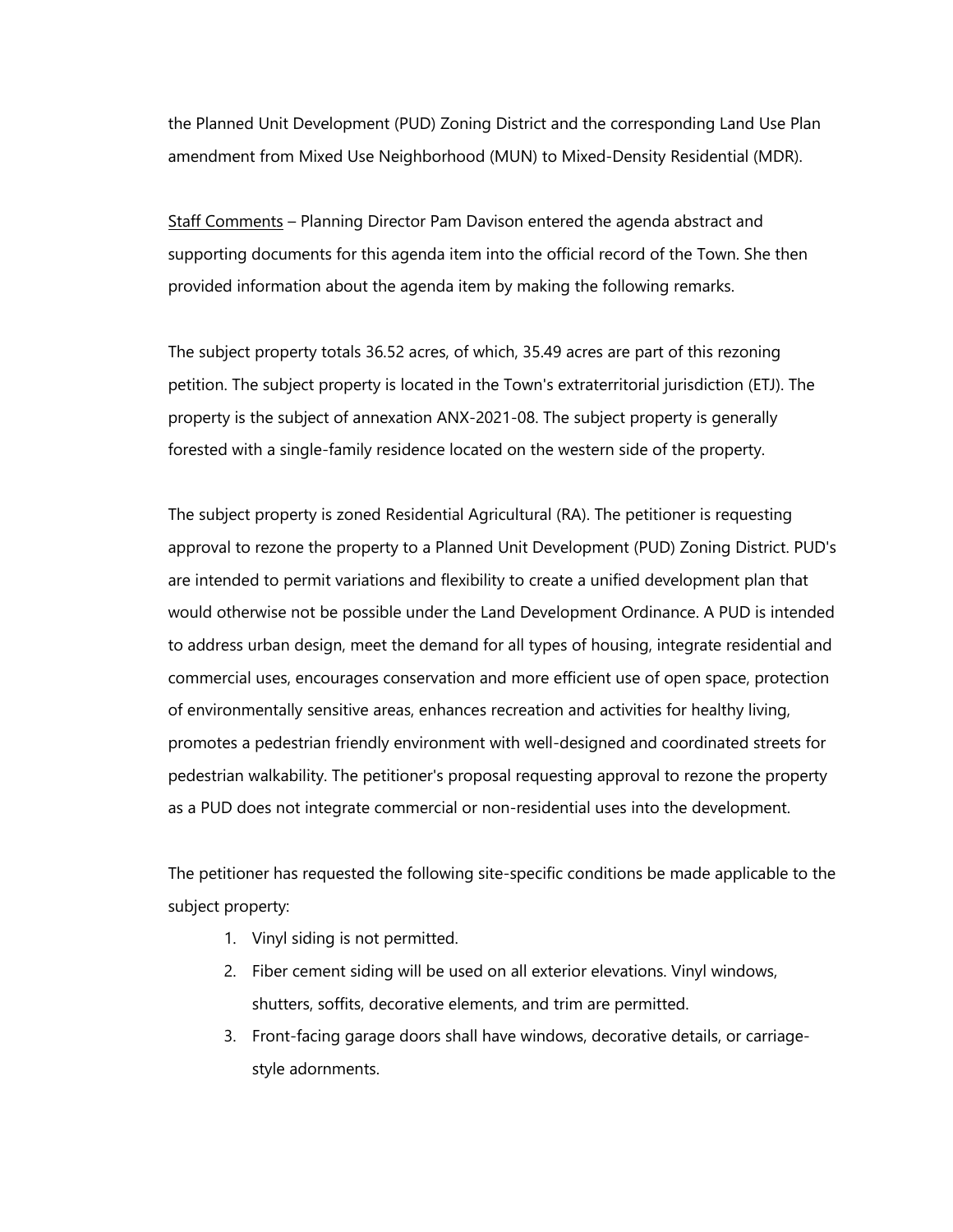the Planned Unit Development (PUD) Zoning District and the corresponding Land Use Plan amendment from Mixed Use Neighborhood (MUN) to Mixed-Density Residential (MDR).

<u>Staff Comments</u> – Planning Director Pam Davison entered the agenda abstract and supporting documents for this agenda item into the official record of the Town. She then provided information about the agenda item by making the following remarks.

The subject property totals 36.52 acres, of which, 35.49 acres are part of this rezoning petition. The subject property is located in the Town's extraterritorial jurisdiction (ETJ). The property is the subject of annexation ANX-2021-08. The subject property is generally forested with a single-family residence located on the western side of the property.

The subject property is zoned Residential Agricultural (RA). The petitioner is requesting approval to rezone the property to a Planned Unit Development (PUD) Zoning District. PUD's are intended to permit variations and flexibility to create a unified development plan that would otherwise not be possible under the Land Development Ordinance. A PUD is intended to address urban design, meet the demand for all types of housing, integrate residential and commercial uses, encourages conservation and more efficient use of open space, protection of environmentally sensitive areas, enhances recreation and activities for healthy living, promotes a pedestrian friendly environment with well-designed and coordinated streets for pedestrian walkability. The petitioner's proposal requesting approval to rezone the property as a PUD does not integrate commercial or non-residential uses into the development.

The petitioner has requested the following site-specific conditions be made applicable to the subject property:

1. Vinyl siding is not permitted.
2. Fiber cement siding will be used on all exterior elevations. Vinyl windows, shutters, soffits, decorative elements, and trim are permitted.
3. Front-facing garage doors shall have windows, decorative details, or carriage-style adornments.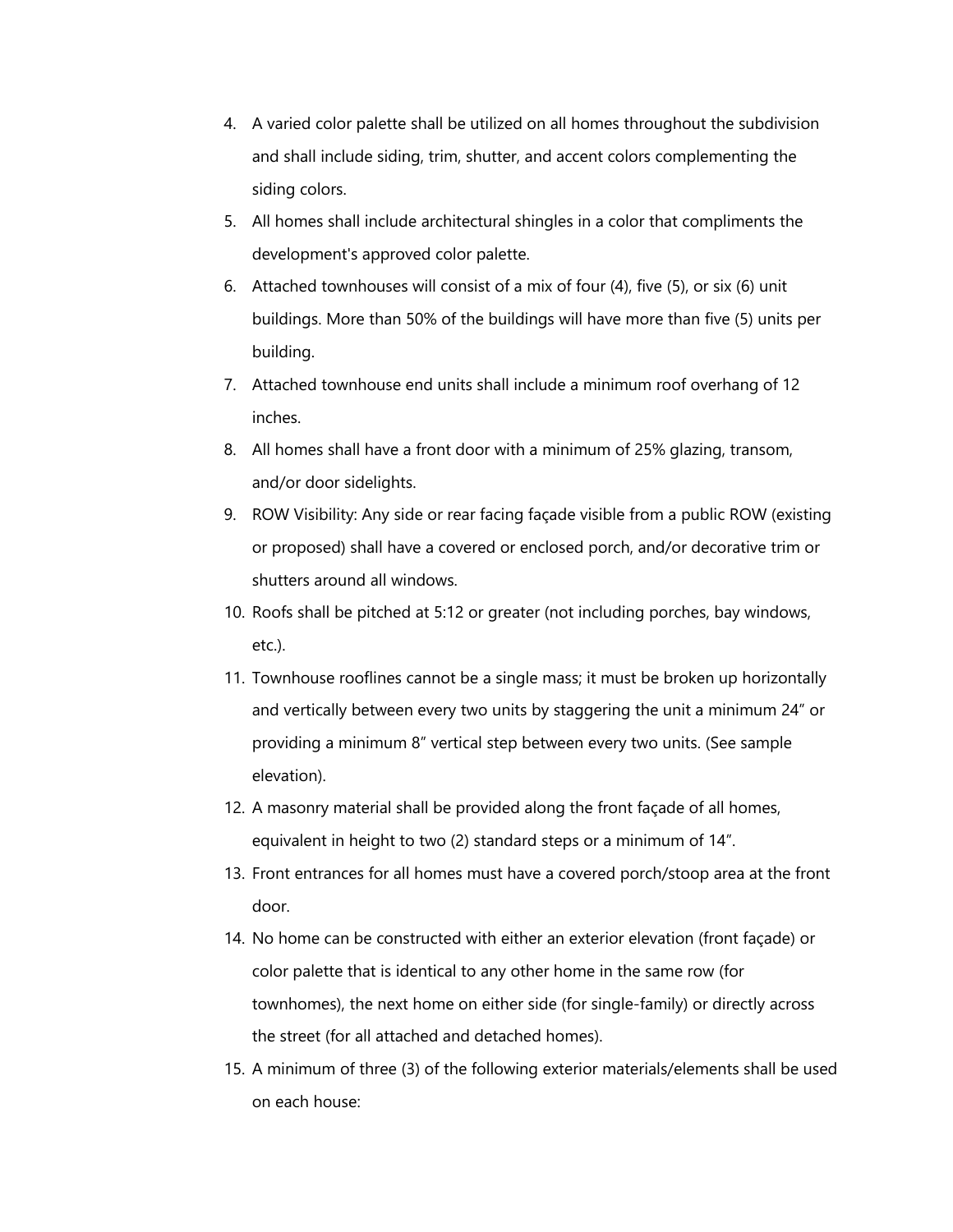4. A varied color palette shall be utilized on all homes throughout the subdivision and shall include siding, trim, shutter, and accent colors complementing the siding colors.
5. All homes shall include architectural shingles in a color that compliments the development's approved color palette.
6. Attached townhouses will consist of a mix of four (4), five (5), or six (6) unit buildings. More than 50% of the buildings will have more than five (5) units per building.
7. Attached townhouse end units shall include a minimum roof overhang of 12 inches.
8. All homes shall have a front door with a minimum of 25% glazing, transom, and/or door sidelights.
9. ROW Visibility: Any side or rear facing façade visible from a public ROW (existing or proposed) shall have a covered or enclosed porch, and/or decorative trim or shutters around all windows.
10. Roofs shall be pitched at 5:12 or greater (not including porches, bay windows, etc.).
11. Townhouse rooflines cannot be a single mass; it must be broken up horizontally and vertically between every two units by staggering the unit a minimum 24" or providing a minimum 8" vertical step between every two units. (See sample elevation).
12. A masonry material shall be provided along the front façade of all homes, equivalent in height to two (2) standard steps or a minimum of 14".
13. Front entrances for all homes must have a covered porch/stoop area at the front door.
14. No home can be constructed with either an exterior elevation (front façade) or color palette that is identical to any other home in the same row (for townhomes), the next home on either side (for single-family) or directly across the street (for all attached and detached homes).
15. A minimum of three (3) of the following exterior materials/elements shall be used on each house: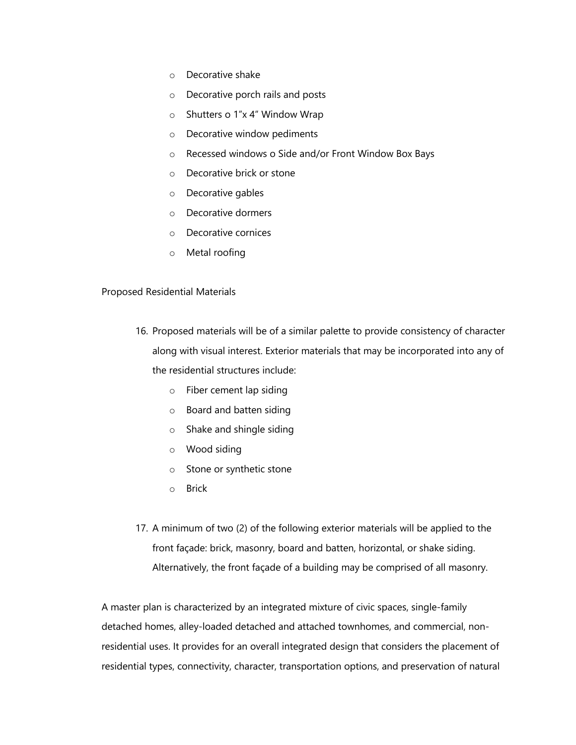- Decorative shake
- Decorative porch rails and posts
- Shutters o 1”x 4” Window Wrap
- Decorative window pediments
- Recessed windows o Side and/or Front Window Box Bays
- Decorative brick or stone
- Decorative gables
- Decorative dormers
- Decorative cornices
- Metal roofing

Proposed Residential Materials

16. Proposed materials will be of a similar palette to provide consistency of character along with visual interest. Exterior materials that may be incorporated into any of the residential structures include:
    - Fiber cement lap siding
    - Board and batten siding
    - Shake and shingle siding
    - Wood siding
    - Stone or synthetic stone
    - Brick

17. A minimum of two (2) of the following exterior materials will be applied to the front façade: brick, masonry, board and batten, horizontal, or shake siding. Alternatively, the front façade of a building may be comprised of all masonry.

A master plan is characterized by an integrated mixture of civic spaces, single-family detached homes, alley-loaded detached and attached townhomes, and commercial, non-residential uses. It provides for an overall integrated design that considers the placement of residential types, connectivity, character, transportation options, and preservation of natural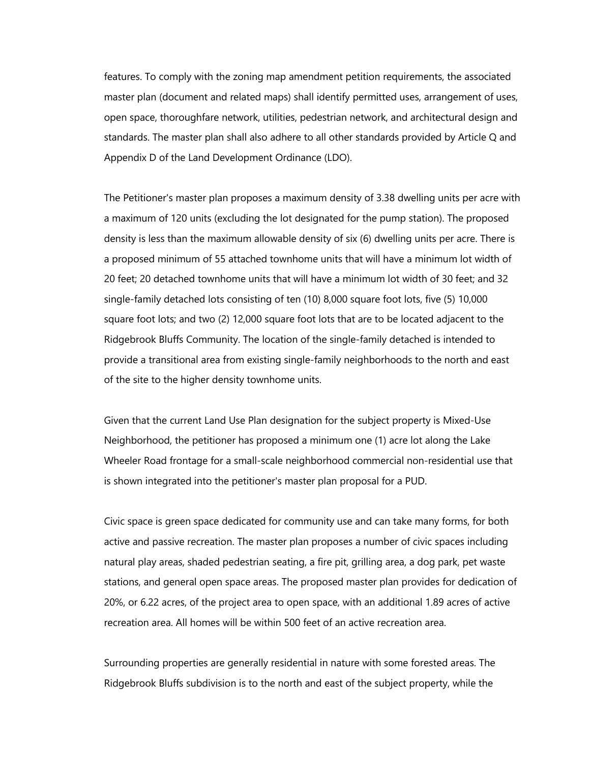features. To comply with the zoning map amendment petition requirements, the associated master plan (document and related maps) shall identify permitted uses, arrangement of uses, open space, thoroughfare network, utilities, pedestrian network, and architectural design and standards. The master plan shall also adhere to all other standards provided by Article Q and Appendix D of the Land Development Ordinance (LDO).

The Petitioner's master plan proposes a maximum density of 3.38 dwelling units per acre with a maximum of 120 units (excluding the lot designated for the pump station). The proposed density is less than the maximum allowable density of six (6) dwelling units per acre. There is a proposed minimum of 55 attached townhome units that will have a minimum lot width of 20 feet; 20 detached townhome units that will have a minimum lot width of 30 feet; and 32 single-family detached lots consisting of ten (10) 8,000 square foot lots, five (5) 10,000 square foot lots; and two (2) 12,000 square foot lots that are to be located adjacent to the Ridgebrook Bluffs Community. The location of the single-family detached is intended to provide a transitional area from existing single-family neighborhoods to the north and east of the site to the higher density townhome units.

Given that the current Land Use Plan designation for the subject property is Mixed-Use Neighborhood, the petitioner has proposed a minimum one (1) acre lot along the Lake Wheeler Road frontage for a small-scale neighborhood commercial non-residential use that is shown integrated into the petitioner's master plan proposal for a PUD.

Civic space is green space dedicated for community use and can take many forms, for both active and passive recreation. The master plan proposes a number of civic spaces including natural play areas, shaded pedestrian seating, a fire pit, grilling area, a dog park, pet waste stations, and general open space areas. The proposed master plan provides for dedication of 20%, or 6.22 acres, of the project area to open space, with an additional 1.89 acres of active recreation area. All homes will be within 500 feet of an active recreation area.

Surrounding properties are generally residential in nature with some forested areas. The Ridgebrook Bluffs subdivision is to the north and east of the subject property, while the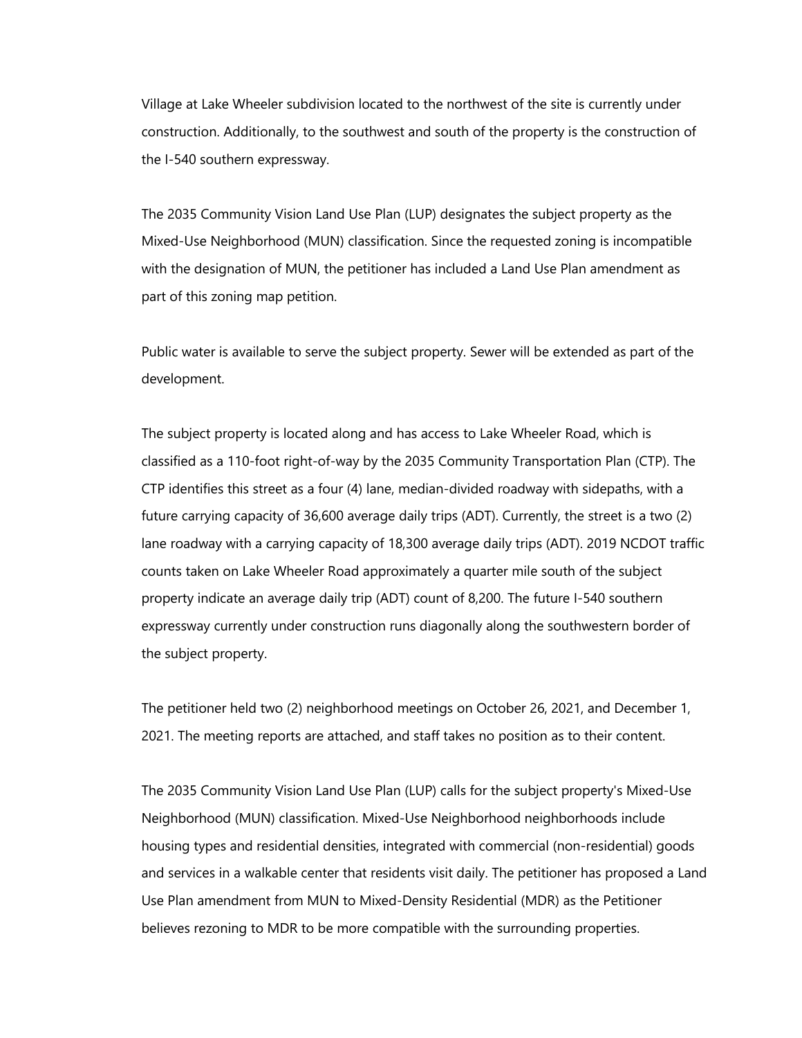Village at Lake Wheeler subdivision located to the northwest of the site is currently under construction. Additionally, to the southwest and south of the property is the construction of the I-540 southern expressway.

The 2035 Community Vision Land Use Plan (LUP) designates the subject property as the Mixed-Use Neighborhood (MUN) classification. Since the requested zoning is incompatible with the designation of MUN, the petitioner has included a Land Use Plan amendment as part of this zoning map petition.

Public water is available to serve the subject property. Sewer will be extended as part of the development.

The subject property is located along and has access to Lake Wheeler Road, which is classified as a 110-foot right-of-way by the 2035 Community Transportation Plan (CTP). The CTP identifies this street as a four (4) lane, median-divided roadway with sidepaths, with a future carrying capacity of 36,600 average daily trips (ADT). Currently, the street is a two (2) lane roadway with a carrying capacity of 18,300 average daily trips (ADT). 2019 NCDOT traffic counts taken on Lake Wheeler Road approximately a quarter mile south of the subject property indicate an average daily trip (ADT) count of 8,200. The future I-540 southern expressway currently under construction runs diagonally along the southwestern border of the subject property.

The petitioner held two (2) neighborhood meetings on October 26, 2021, and December 1, 2021. The meeting reports are attached, and staff takes no position as to their content.

The 2035 Community Vision Land Use Plan (LUP) calls for the subject property's Mixed-Use Neighborhood (MUN) classification. Mixed-Use Neighborhood neighborhoods include housing types and residential densities, integrated with commercial (non-residential) goods and services in a walkable center that residents visit daily. The petitioner has proposed a Land Use Plan amendment from MUN to Mixed-Density Residential (MDR) as the Petitioner believes rezoning to MDR to be more compatible with the surrounding properties.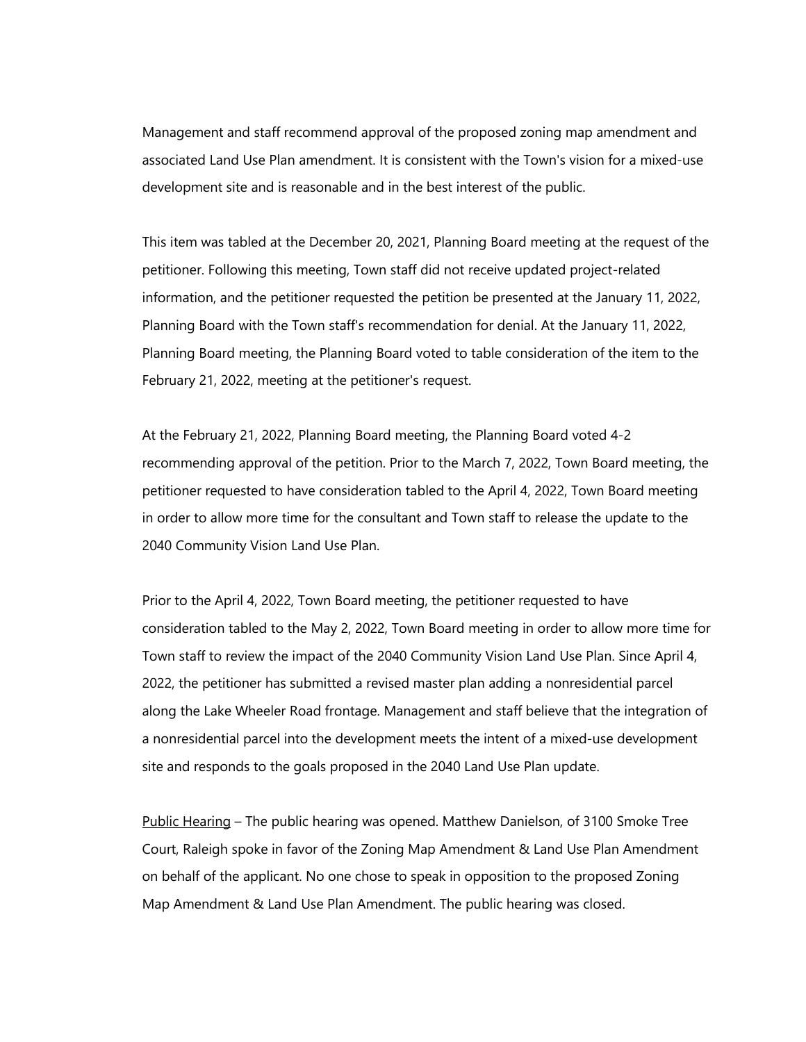Management and staff recommend approval of the proposed zoning map amendment and associated Land Use Plan amendment. It is consistent with the Town's vision for a mixed-use development site and is reasonable and in the best interest of the public.

This item was tabled at the December 20, 2021, Planning Board meeting at the request of the petitioner. Following this meeting, Town staff did not receive updated project-related information, and the petitioner requested the petition be presented at the January 11, 2022, Planning Board with the Town staff's recommendation for denial. At the January 11, 2022, Planning Board meeting, the Planning Board voted to table consideration of the item to the February 21, 2022, meeting at the petitioner's request.

At the February 21, 2022, Planning Board meeting, the Planning Board voted 4-2 recommending approval of the petition. Prior to the March 7, 2022, Town Board meeting, the petitioner requested to have consideration tabled to the April 4, 2022, Town Board meeting in order to allow more time for the consultant and Town staff to release the update to the 2040 Community Vision Land Use Plan.

Prior to the April 4, 2022, Town Board meeting, the petitioner requested to have consideration tabled to the May 2, 2022, Town Board meeting in order to allow more time for Town staff to review the impact of the 2040 Community Vision Land Use Plan. Since April 4, 2022, the petitioner has submitted a revised master plan adding a nonresidential parcel along the Lake Wheeler Road frontage. Management and staff believe that the integration of a nonresidential parcel into the development meets the intent of a mixed-use development site and responds to the goals proposed in the 2040 Land Use Plan update.

<u>Public Hearing</u> – The public hearing was opened. Matthew Danielson, of 3100 Smoke Tree Court, Raleigh spoke in favor of the Zoning Map Amendment & Land Use Plan Amendment on behalf of the applicant. No one chose to speak in opposition to the proposed Zoning Map Amendment & Land Use Plan Amendment. The public hearing was closed.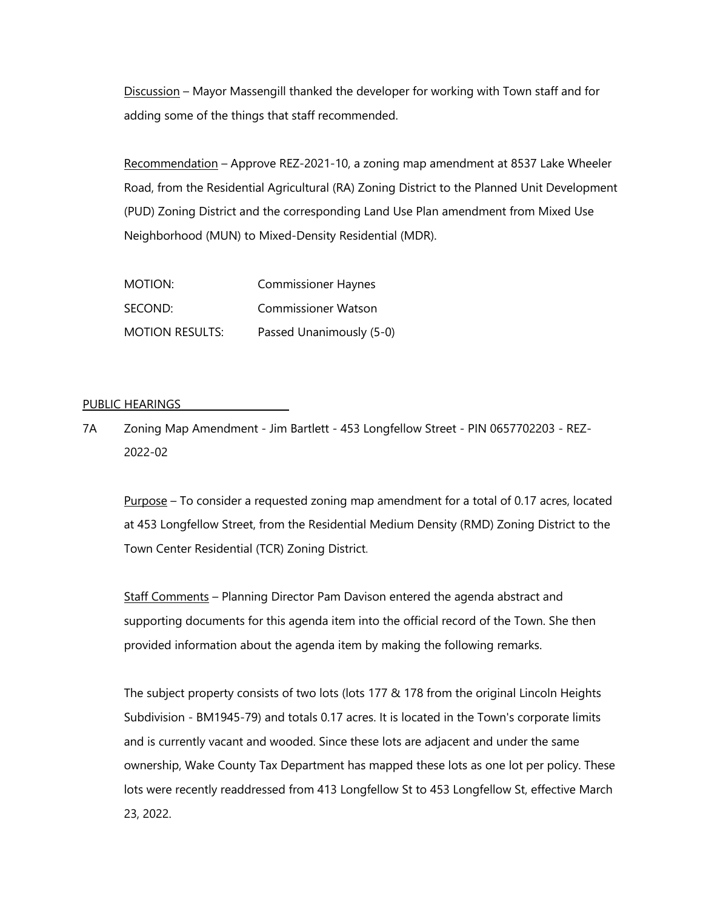Discussion – Mayor Massengill thanked the developer for working with Town staff and for adding some of the things that staff recommended.

Recommendation – Approve REZ-2021-10, a zoning map amendment at 8537 Lake Wheeler Road, from the Residential Agricultural (RA) Zoning District to the Planned Unit Development (PUD) Zoning District and the corresponding Land Use Plan amendment from Mixed Use Neighborhood (MUN) to Mixed-Density Residential (MDR).

| | |
|---|---|
| MOTION: | Commissioner Haynes |
| SECOND: | Commissioner Watson |
| MOTION RESULTS: | Passed Unanimously (5-0) |

## PUBLIC HEARINGS

7A Zoning Map Amendment - Jim Bartlett - 453 Longfellow Street - PIN 0657702203 - REZ-2022-02

Purpose – To consider a requested zoning map amendment for a total of 0.17 acres, located at 453 Longfellow Street, from the Residential Medium Density (RMD) Zoning District to the Town Center Residential (TCR) Zoning District.

Staff Comments – Planning Director Pam Davison entered the agenda abstract and supporting documents for this agenda item into the official record of the Town. She then provided information about the agenda item by making the following remarks.

The subject property consists of two lots (lots 177 & 178 from the original Lincoln Heights Subdivision - BM1945-79) and totals 0.17 acres. It is located in the Town's corporate limits and is currently vacant and wooded. Since these lots are adjacent and under the same ownership, Wake County Tax Department has mapped these lots as one lot per policy. These lots were recently readdressed from 413 Longfellow St to 453 Longfellow St, effective March 23, 2022.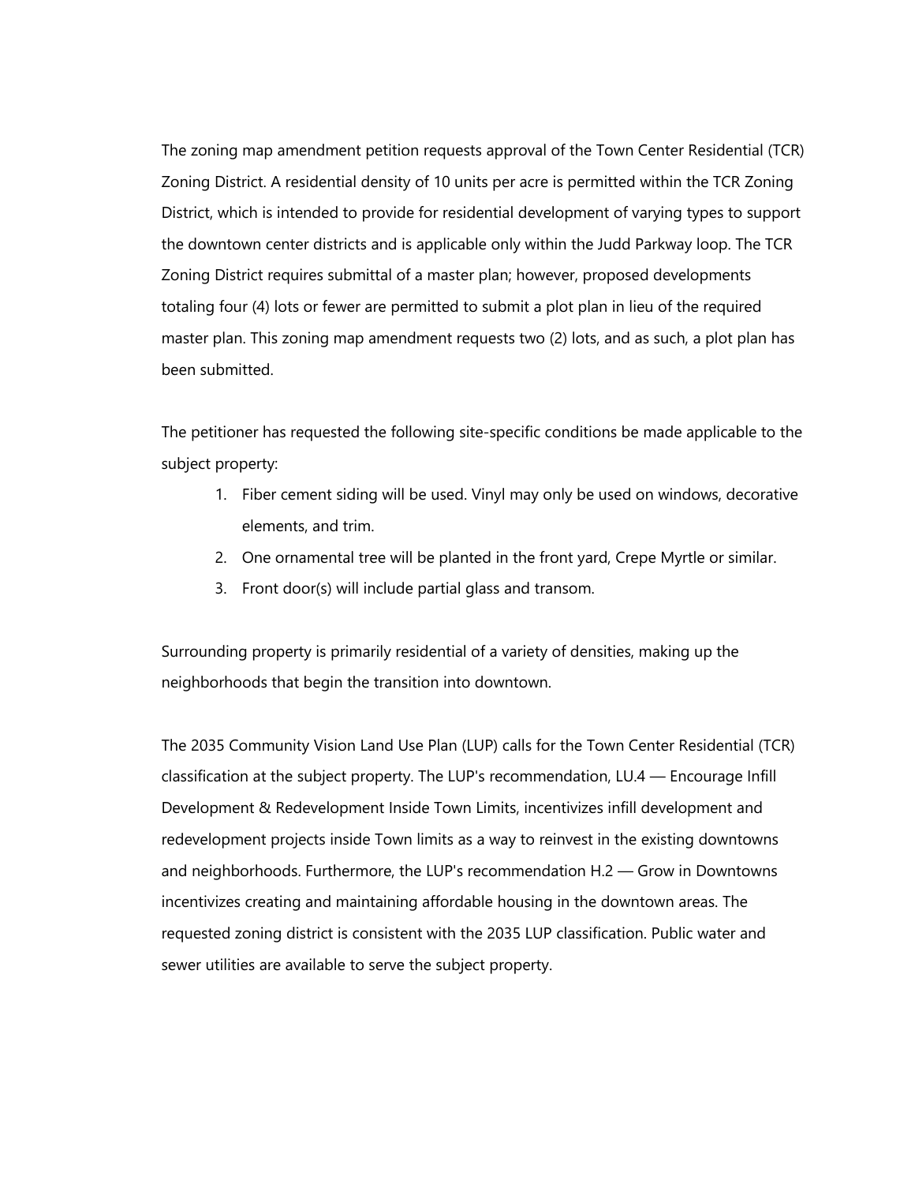The zoning map amendment petition requests approval of the Town Center Residential (TCR) Zoning District. A residential density of 10 units per acre is permitted within the TCR Zoning District, which is intended to provide for residential development of varying types to support the downtown center districts and is applicable only within the Judd Parkway loop. The TCR Zoning District requires submittal of a master plan; however, proposed developments totaling four (4) lots or fewer are permitted to submit a plot plan in lieu of the required master plan. This zoning map amendment requests two (2) lots, and as such, a plot plan has been submitted.

The petitioner has requested the following site-specific conditions be made applicable to the subject property:

1. Fiber cement siding will be used. Vinyl may only be used on windows, decorative elements, and trim.
2. One ornamental tree will be planted in the front yard, Crepe Myrtle or similar.
3. Front door(s) will include partial glass and transom.

Surrounding property is primarily residential of a variety of densities, making up the neighborhoods that begin the transition into downtown.

The 2035 Community Vision Land Use Plan (LUP) calls for the Town Center Residential (TCR) classification at the subject property. The LUP's recommendation, LU.4 — Encourage Infill Development & Redevelopment Inside Town Limits, incentivizes infill development and redevelopment projects inside Town limits as a way to reinvest in the existing downtowns and neighborhoods. Furthermore, the LUP's recommendation H.2 — Grow in Downtowns incentivizes creating and maintaining affordable housing in the downtown areas. The requested zoning district is consistent with the 2035 LUP classification. Public water and sewer utilities are available to serve the subject property.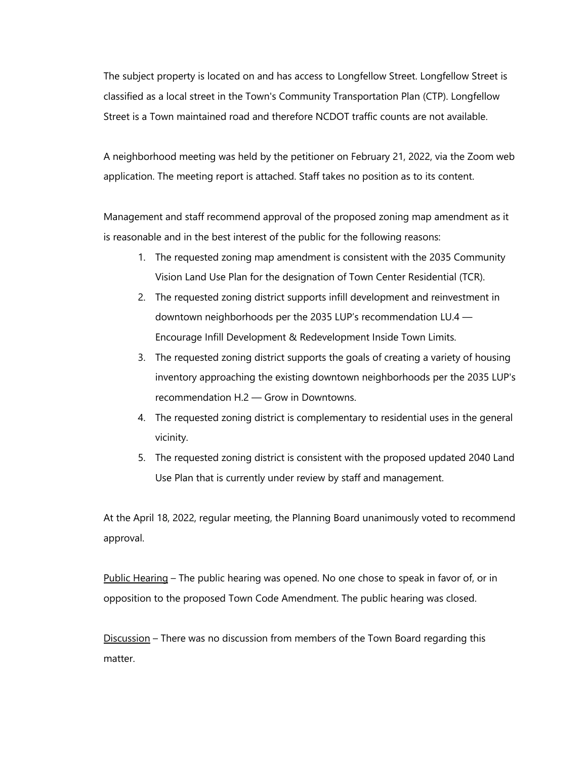The subject property is located on and has access to Longfellow Street. Longfellow Street is classified as a local street in the Town's Community Transportation Plan (CTP). Longfellow Street is a Town maintained road and therefore NCDOT traffic counts are not available.

A neighborhood meeting was held by the petitioner on February 21, 2022, via the Zoom web application. The meeting report is attached. Staff takes no position as to its content.

Management and staff recommend approval of the proposed zoning map amendment as it is reasonable and in the best interest of the public for the following reasons:

1. The requested zoning map amendment is consistent with the 2035 Community Vision Land Use Plan for the designation of Town Center Residential (TCR).
2. The requested zoning district supports infill development and reinvestment in downtown neighborhoods per the 2035 LUP's recommendation LU.4 — Encourage Infill Development & Redevelopment Inside Town Limits.
3. The requested zoning district supports the goals of creating a variety of housing inventory approaching the existing downtown neighborhoods per the 2035 LUP's recommendation H.2 — Grow in Downtowns.
4. The requested zoning district is complementary to residential uses in the general vicinity.
5. The requested zoning district is consistent with the proposed updated 2040 Land Use Plan that is currently under review by staff and management.

At the April 18, 2022, regular meeting, the Planning Board unanimously voted to recommend approval.

<u>Public Hearing</u> – The public hearing was opened. No one chose to speak in favor of, or in opposition to the proposed Town Code Amendment. The public hearing was closed.

<u>Discussion</u> – There was no discussion from members of the Town Board regarding this matter.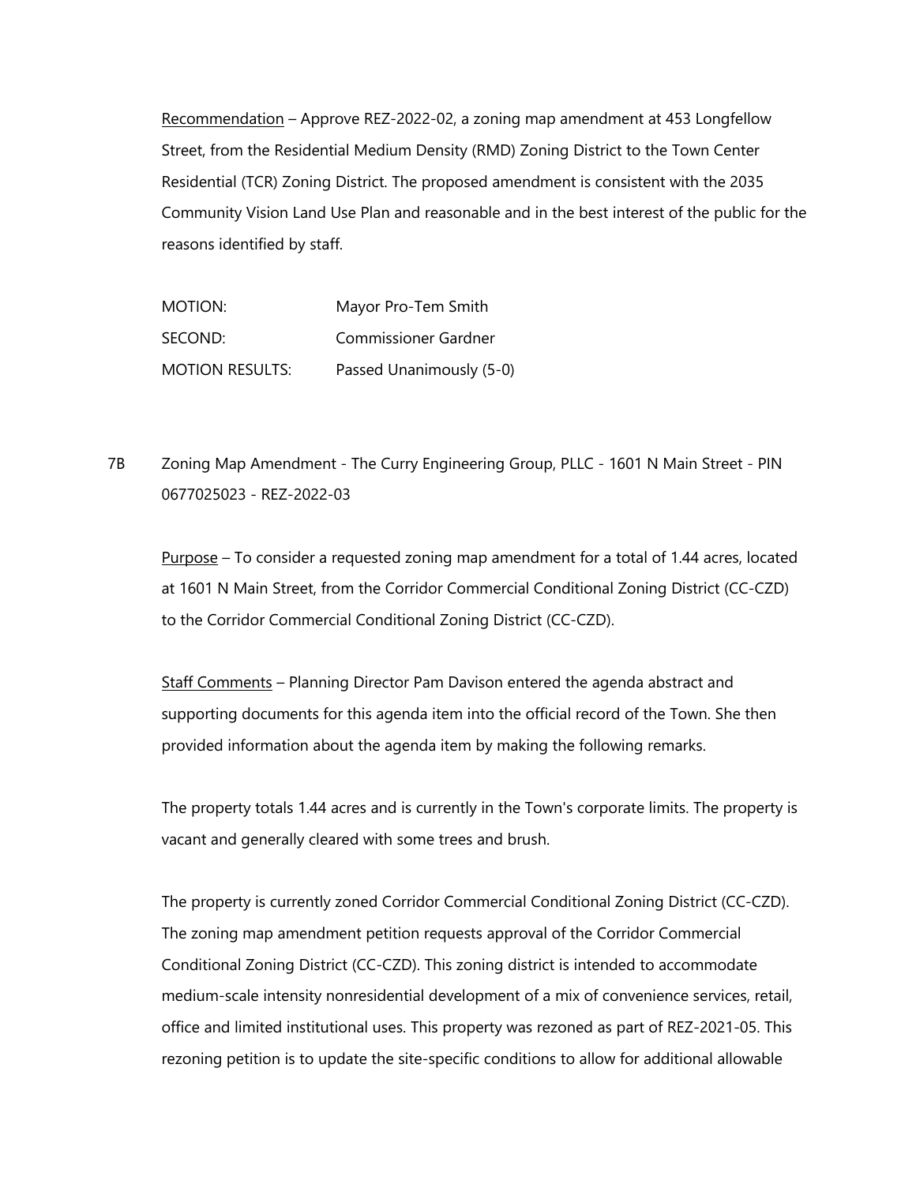Recommendation – Approve REZ-2022-02, a zoning map amendment at 453 Longfellow Street, from the Residential Medium Density (RMD) Zoning District to the Town Center Residential (TCR) Zoning District. The proposed amendment is consistent with the 2035 Community Vision Land Use Plan and reasonable and in the best interest of the public for the reasons identified by staff.

| | |
|---|---|
| MOTION: | Mayor Pro-Tem Smith |
| SECOND: | Commissioner Gardner |
| MOTION RESULTS: | Passed Unanimously (5-0) |

7B Zoning Map Amendment - The Curry Engineering Group, PLLC - 1601 N Main Street - PIN 0677025023 - REZ-2022-03

Purpose – To consider a requested zoning map amendment for a total of 1.44 acres, located at 1601 N Main Street, from the Corridor Commercial Conditional Zoning District (CC-CZD) to the Corridor Commercial Conditional Zoning District (CC-CZD).

Staff Comments – Planning Director Pam Davison entered the agenda abstract and supporting documents for this agenda item into the official record of the Town. She then provided information about the agenda item by making the following remarks.

The property totals 1.44 acres and is currently in the Town's corporate limits. The property is vacant and generally cleared with some trees and brush.

The property is currently zoned Corridor Commercial Conditional Zoning District (CC-CZD). The zoning map amendment petition requests approval of the Corridor Commercial Conditional Zoning District (CC-CZD). This zoning district is intended to accommodate medium-scale intensity nonresidential development of a mix of convenience services, retail, office and limited institutional uses. This property was rezoned as part of REZ-2021-05. This rezoning petition is to update the site-specific conditions to allow for additional allowable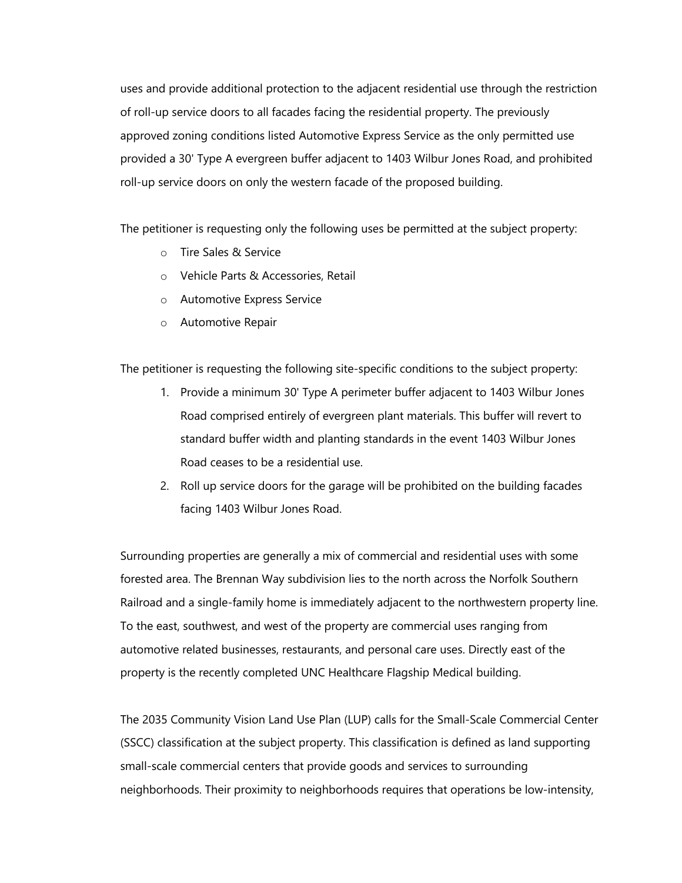uses and provide additional protection to the adjacent residential use through the restriction of roll-up service doors to all facades facing the residential property. The previously approved zoning conditions listed Automotive Express Service as the only permitted use provided a 30' Type A evergreen buffer adjacent to 1403 Wilbur Jones Road, and prohibited roll-up service doors on only the western facade of the proposed building.

The petitioner is requesting only the following uses be permitted at the subject property:

- Tire Sales & Service
- Vehicle Parts & Accessories, Retail
- Automotive Express Service
- Automotive Repair

The petitioner is requesting the following site-specific conditions to the subject property:

1. Provide a minimum 30' Type A perimeter buffer adjacent to 1403 Wilbur Jones Road comprised entirely of evergreen plant materials. This buffer will revert to standard buffer width and planting standards in the event 1403 Wilbur Jones Road ceases to be a residential use.
2. Roll up service doors for the garage will be prohibited on the building facades facing 1403 Wilbur Jones Road.

Surrounding properties are generally a mix of commercial and residential uses with some forested area. The Brennan Way subdivision lies to the north across the Norfolk Southern Railroad and a single-family home is immediately adjacent to the northwestern property line. To the east, southwest, and west of the property are commercial uses ranging from automotive related businesses, restaurants, and personal care uses. Directly east of the property is the recently completed UNC Healthcare Flagship Medical building.

The 2035 Community Vision Land Use Plan (LUP) calls for the Small-Scale Commercial Center (SSCC) classification at the subject property. This classification is defined as land supporting small-scale commercial centers that provide goods and services to surrounding neighborhoods. Their proximity to neighborhoods requires that operations be low-intensity,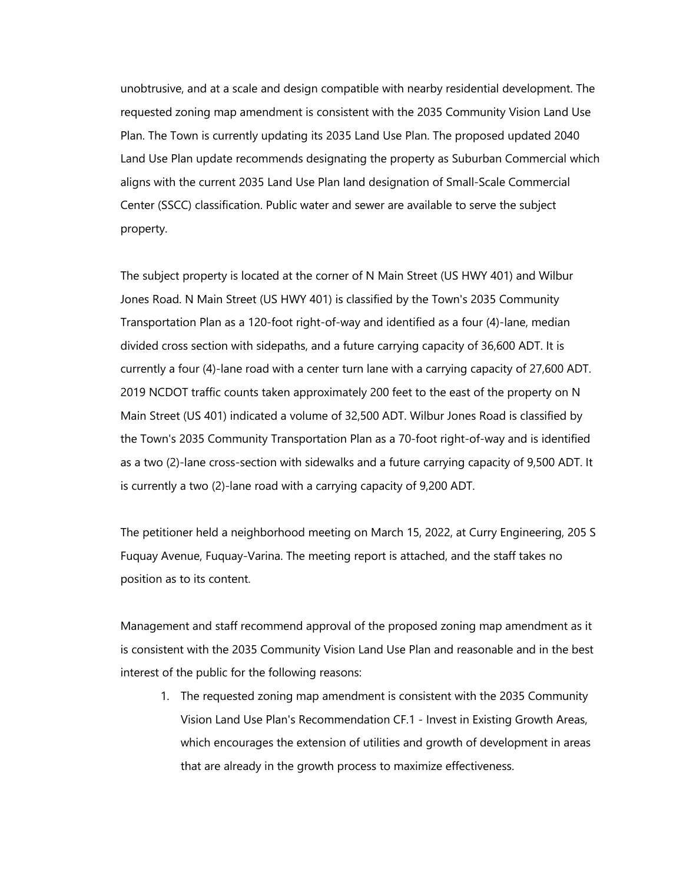unobtrusive, and at a scale and design compatible with nearby residential development. The requested zoning map amendment is consistent with the 2035 Community Vision Land Use Plan. The Town is currently updating its 2035 Land Use Plan. The proposed updated 2040 Land Use Plan update recommends designating the property as Suburban Commercial which aligns with the current 2035 Land Use Plan land designation of Small-Scale Commercial Center (SSCC) classification. Public water and sewer are available to serve the subject property.

The subject property is located at the corner of N Main Street (US HWY 401) and Wilbur Jones Road. N Main Street (US HWY 401) is classified by the Town's 2035 Community Transportation Plan as a 120-foot right-of-way and identified as a four (4)-lane, median divided cross section with sidepaths, and a future carrying capacity of 36,600 ADT. It is currently a four (4)-lane road with a center turn lane with a carrying capacity of 27,600 ADT. 2019 NCDOT traffic counts taken approximately 200 feet to the east of the property on N Main Street (US 401) indicated a volume of 32,500 ADT. Wilbur Jones Road is classified by the Town's 2035 Community Transportation Plan as a 70-foot right-of-way and is identified as a two (2)-lane cross-section with sidewalks and a future carrying capacity of 9,500 ADT. It is currently a two (2)-lane road with a carrying capacity of 9,200 ADT.

The petitioner held a neighborhood meeting on March 15, 2022, at Curry Engineering, 205 S Fuquay Avenue, Fuquay-Varina. The meeting report is attached, and the staff takes no position as to its content.

Management and staff recommend approval of the proposed zoning map amendment as it is consistent with the 2035 Community Vision Land Use Plan and reasonable and in the best interest of the public for the following reasons:

1. The requested zoning map amendment is consistent with the 2035 Community Vision Land Use Plan's Recommendation CF.1 - Invest in Existing Growth Areas, which encourages the extension of utilities and growth of development in areas that are already in the growth process to maximize effectiveness.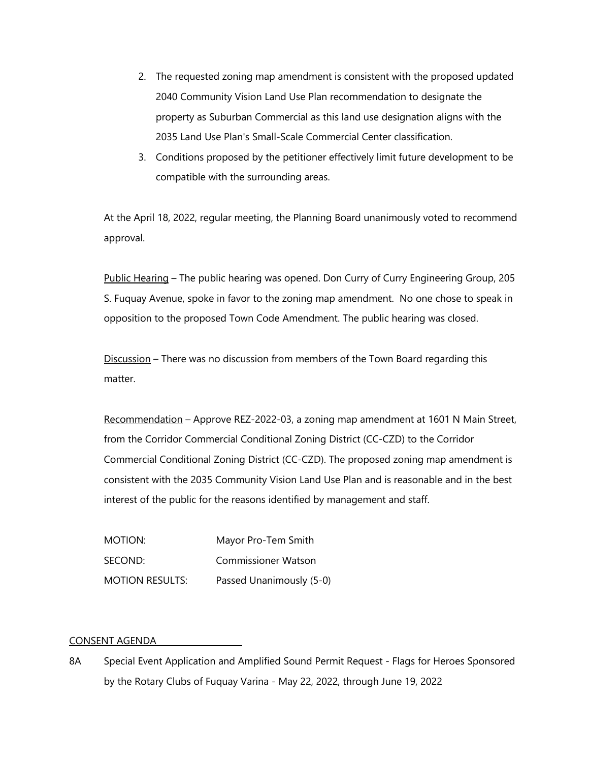2. The requested zoning map amendment is consistent with the proposed updated 2040 Community Vision Land Use Plan recommendation to designate the property as Suburban Commercial as this land use designation aligns with the 2035 Land Use Plan's Small-Scale Commercial Center classification.
3. Conditions proposed by the petitioner effectively limit future development to be compatible with the surrounding areas.

At the April 18, 2022, regular meeting, the Planning Board unanimously voted to recommend approval.

Public Hearing – The public hearing was opened. Don Curry of Curry Engineering Group, 205 S. Fuquay Avenue, spoke in favor to the zoning map amendment. No one chose to speak in opposition to the proposed Town Code Amendment. The public hearing was closed.

Discussion – There was no discussion from members of the Town Board regarding this matter.

Recommendation – Approve REZ-2022-03, a zoning map amendment at 1601 N Main Street, from the Corridor Commercial Conditional Zoning District (CC-CZD) to the Corridor Commercial Conditional Zoning District (CC-CZD). The proposed zoning map amendment is consistent with the 2035 Community Vision Land Use Plan and is reasonable and in the best interest of the public for the reasons identified by management and staff.

| | |
|---|---|
| MOTION: | Mayor Pro-Tem Smith |
| SECOND: | Commissioner Watson |
| MOTION RESULTS: | Passed Unanimously (5-0) |

CONSENT AGENDA

8A Special Event Application and Amplified Sound Permit Request - Flags for Heroes Sponsored by the Rotary Clubs of Fuquay Varina - May 22, 2022, through June 19, 2022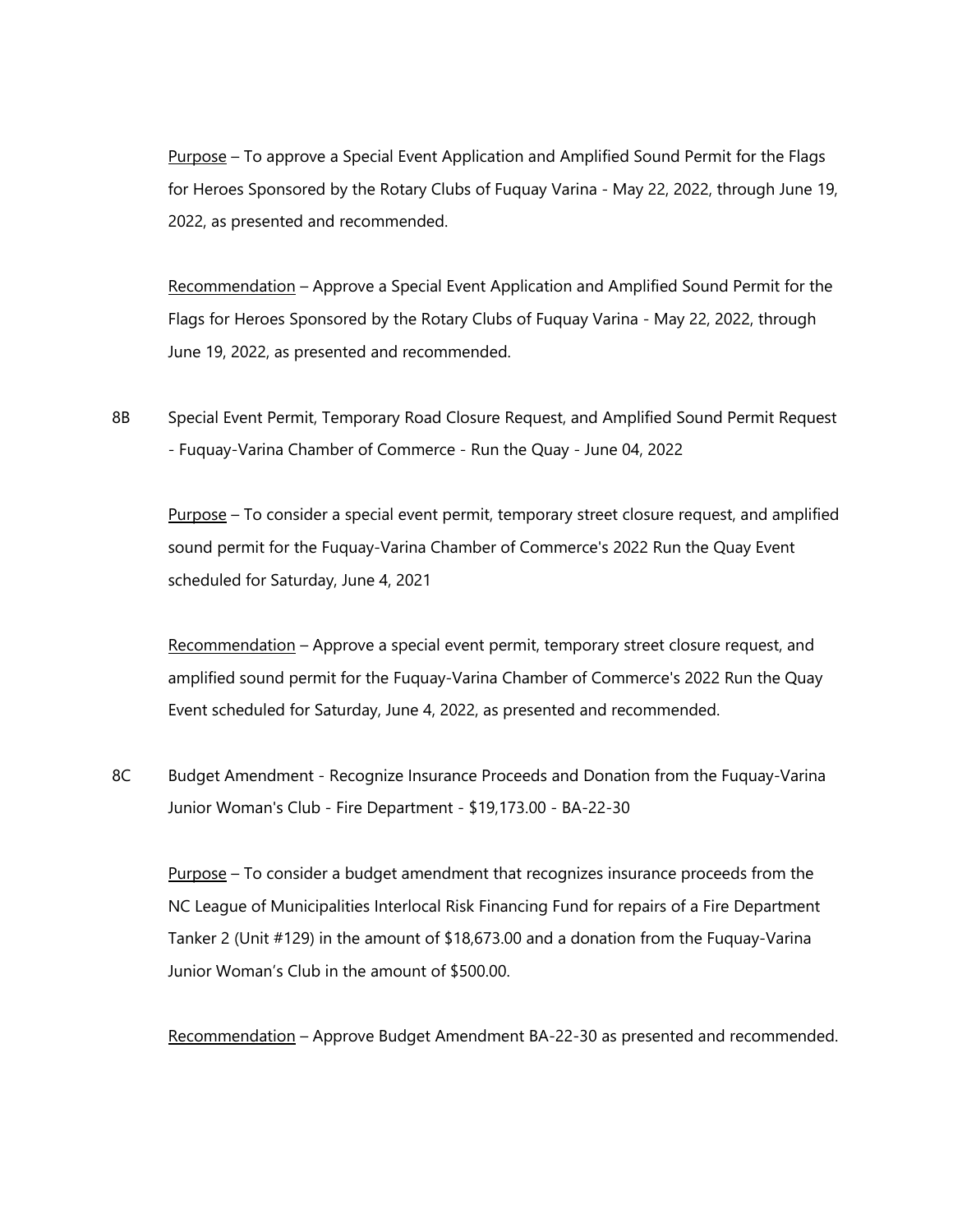<u>Purpose</u> – To approve a Special Event Application and Amplified Sound Permit for the Flags for Heroes Sponsored by the Rotary Clubs of Fuquay Varina - May 22, 2022, through June 19, 2022, as presented and recommended.

<u>Recommendation</u> – Approve a Special Event Application and Amplified Sound Permit for the Flags for Heroes Sponsored by the Rotary Clubs of Fuquay Varina - May 22, 2022, through June 19, 2022, as presented and recommended.

8B Special Event Permit, Temporary Road Closure Request, and Amplified Sound Permit Request - Fuquay-Varina Chamber of Commerce - Run the Quay - June 04, 2022

<u>Purpose</u> – To consider a special event permit, temporary street closure request, and amplified sound permit for the Fuquay-Varina Chamber of Commerce's 2022 Run the Quay Event scheduled for Saturday, June 4, 2021

<u>Recommendation</u> – Approve a special event permit, temporary street closure request, and amplified sound permit for the Fuquay-Varina Chamber of Commerce's 2022 Run the Quay Event scheduled for Saturday, June 4, 2022, as presented and recommended.

8C Budget Amendment - Recognize Insurance Proceeds and Donation from the Fuquay-Varina Junior Woman's Club - Fire Department - $19,173.00 - BA-22-30

<u>Purpose</u> – To consider a budget amendment that recognizes insurance proceeds from the NC League of Municipalities Interlocal Risk Financing Fund for repairs of a Fire Department Tanker 2 (Unit #129) in the amount of $18,673.00 and a donation from the Fuquay-Varina Junior Woman's Club in the amount of $500.00.

<u>Recommendation</u> – Approve Budget Amendment BA-22-30 as presented and recommended.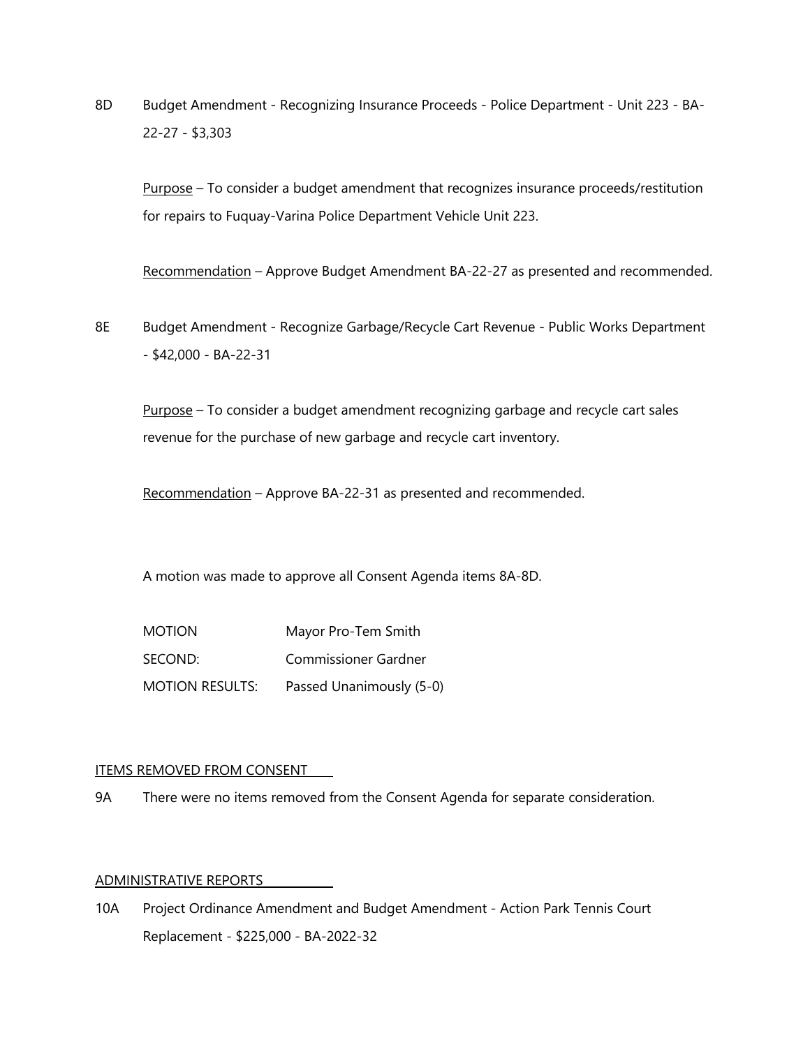8D Budget Amendment - Recognizing Insurance Proceeds - Police Department - Unit 223 - BA-22-27 - $3,303

Purpose – To consider a budget amendment that recognizes insurance proceeds/restitution for repairs to Fuquay-Varina Police Department Vehicle Unit 223.

Recommendation – Approve Budget Amendment BA-22-27 as presented and recommended.

8E Budget Amendment - Recognize Garbage/Recycle Cart Revenue - Public Works Department - $42,000 - BA-22-31

Purpose – To consider a budget amendment recognizing garbage and recycle cart sales revenue for the purchase of new garbage and recycle cart inventory.

Recommendation – Approve BA-22-31 as presented and recommended.

A motion was made to approve all Consent Agenda items 8A-8D.

| | |
|---|---|
| MOTION | Mayor Pro-Tem Smith |
| SECOND: | Commissioner Gardner |
| MOTION RESULTS: | Passed Unanimously (5-0) |

ITEMS REMOVED FROM CONSENT

9A There were no items removed from the Consent Agenda for separate consideration.

ADMINISTRATIVE REPORTS

10A Project Ordinance Amendment and Budget Amendment - Action Park Tennis Court Replacement - $225,000 - BA-2022-32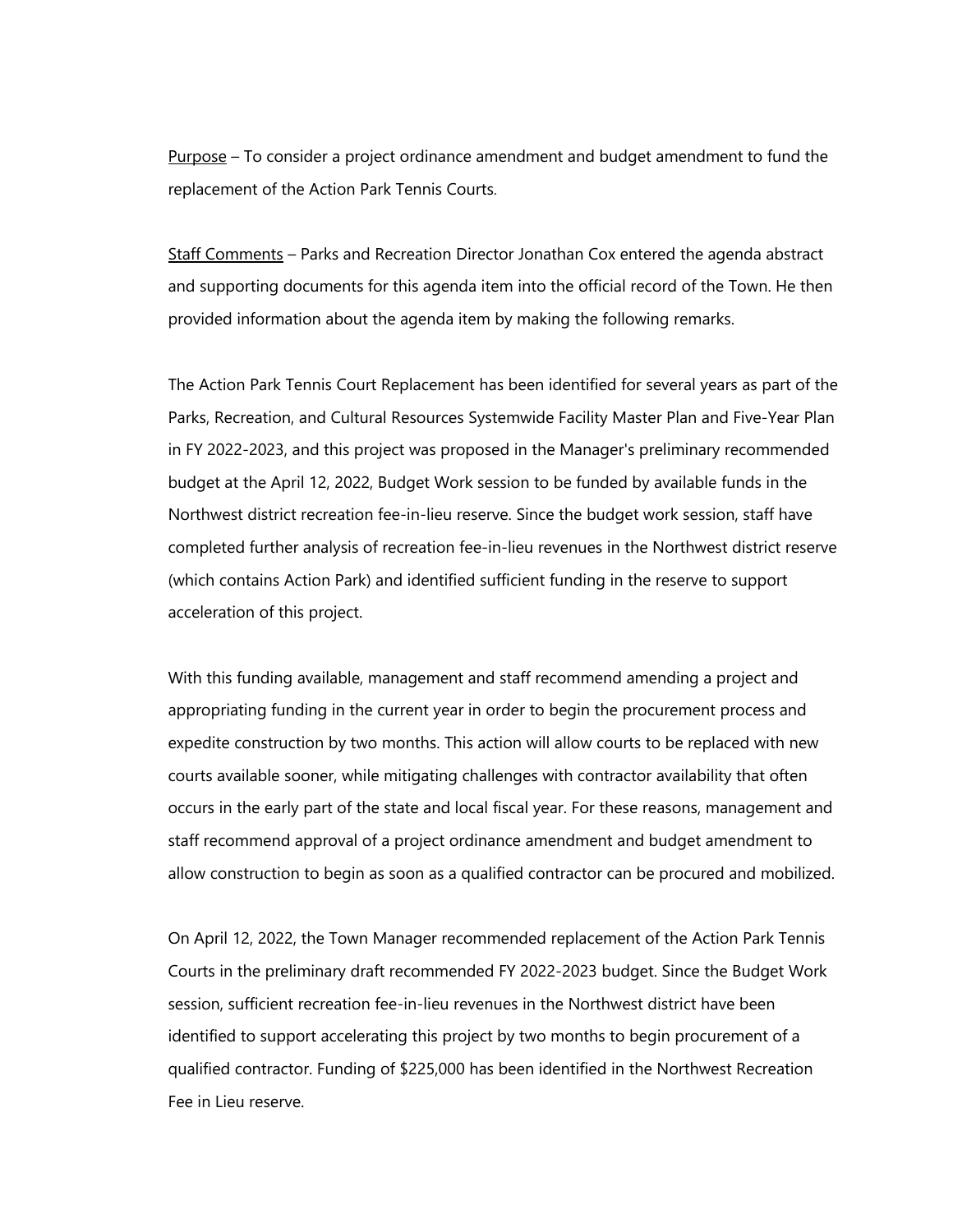<u>Purpose</u> – To consider a project ordinance amendment and budget amendment to fund the replacement of the Action Park Tennis Courts.

<u>Staff Comments</u> – Parks and Recreation Director Jonathan Cox entered the agenda abstract and supporting documents for this agenda item into the official record of the Town. He then provided information about the agenda item by making the following remarks.

The Action Park Tennis Court Replacement has been identified for several years as part of the Parks, Recreation, and Cultural Resources Systemwide Facility Master Plan and Five-Year Plan in FY 2022-2023, and this project was proposed in the Manager's preliminary recommended budget at the April 12, 2022, Budget Work session to be funded by available funds in the Northwest district recreation fee-in-lieu reserve. Since the budget work session, staff have completed further analysis of recreation fee-in-lieu revenues in the Northwest district reserve (which contains Action Park) and identified sufficient funding in the reserve to support acceleration of this project.

With this funding available, management and staff recommend amending a project and appropriating funding in the current year in order to begin the procurement process and expedite construction by two months. This action will allow courts to be replaced with new courts available sooner, while mitigating challenges with contractor availability that often occurs in the early part of the state and local fiscal year. For these reasons, management and staff recommend approval of a project ordinance amendment and budget amendment to allow construction to begin as soon as a qualified contractor can be procured and mobilized.

On April 12, 2022, the Town Manager recommended replacement of the Action Park Tennis Courts in the preliminary draft recommended FY 2022-2023 budget. Since the Budget Work session, sufficient recreation fee-in-lieu revenues in the Northwest district have been identified to support accelerating this project by two months to begin procurement of a qualified contractor. Funding of $225,000 has been identified in the Northwest Recreation Fee in Lieu reserve.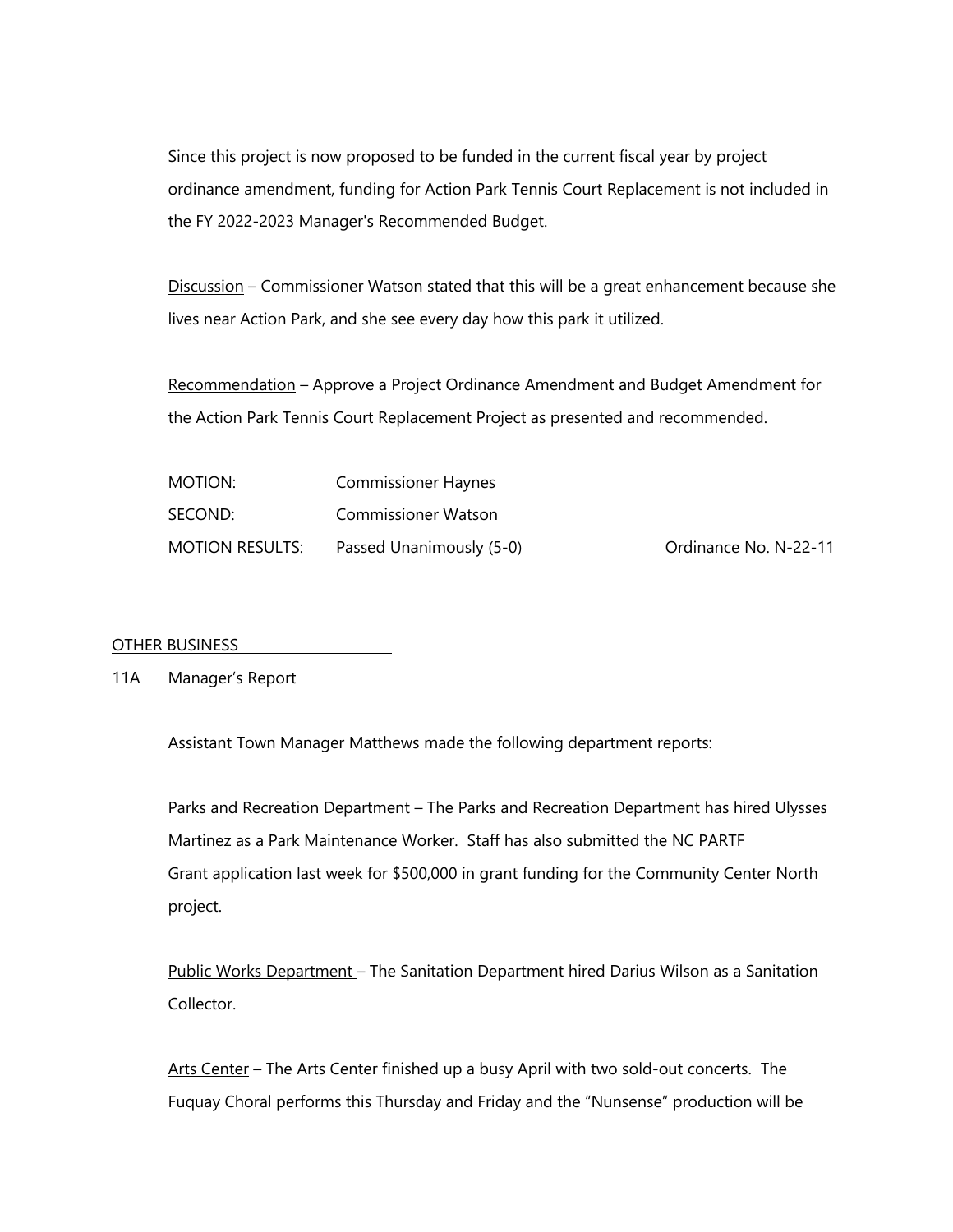Since this project is now proposed to be funded in the current fiscal year by project ordinance amendment, funding for Action Park Tennis Court Replacement is not included in the FY 2022-2023 Manager's Recommended Budget.

Discussion – Commissioner Watson stated that this will be a great enhancement because she lives near Action Park, and she see every day how this park it utilized.

Recommendation – Approve a Project Ordinance Amendment and Budget Amendment for the Action Park Tennis Court Replacement Project as presented and recommended.

| | | |
|---|---|---|
| MOTION: | Commissioner Haynes | |
| SECOND: | Commissioner Watson | |
| MOTION RESULTS: | Passed Unanimously (5-0) | Ordinance No. N-22-11 |

OTHER BUSINESS

11A Manager's Report

Assistant Town Manager Matthews made the following department reports:

Parks and Recreation Department – The Parks and Recreation Department has hired Ulysses Martinez as a Park Maintenance Worker. Staff has also submitted the NC PARTF Grant application last week for $500,000 in grant funding for the Community Center North project.

Public Works Department – The Sanitation Department hired Darius Wilson as a Sanitation Collector.

Arts Center – The Arts Center finished up a busy April with two sold-out concerts. The Fuquay Choral performs this Thursday and Friday and the "Nunsense" production will be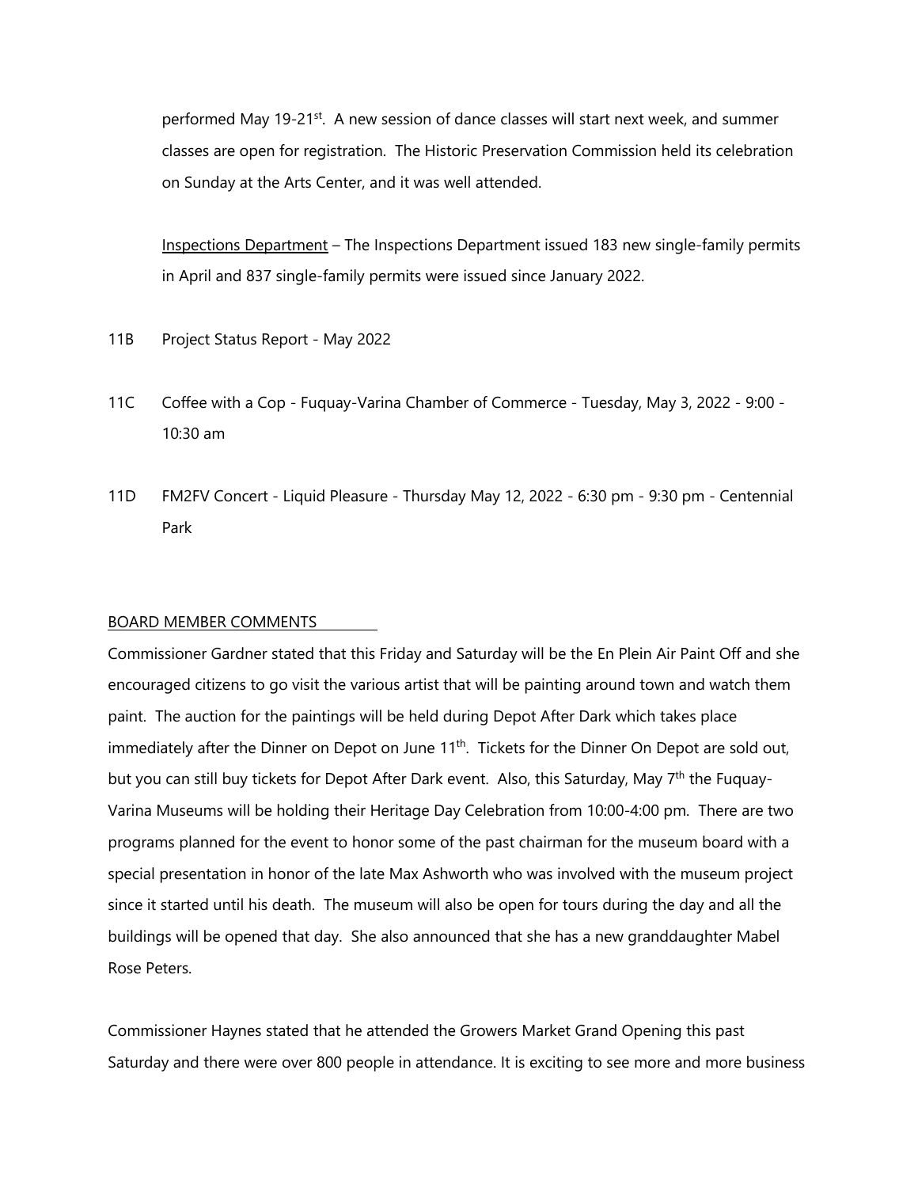performed May 19-21st. A new session of dance classes will start next week, and summer classes are open for registration. The Historic Preservation Commission held its celebration on Sunday at the Arts Center, and it was well attended.

Inspections Department – The Inspections Department issued 183 new single-family permits in April and 837 single-family permits were issued since January 2022.

11B Project Status Report - May 2022

11C Coffee with a Cop - Fuquay-Varina Chamber of Commerce - Tuesday, May 3, 2022 - 9:00 - 10:30 am

11D FM2FV Concert - Liquid Pleasure - Thursday May 12, 2022 - 6:30 pm - 9:30 pm - Centennial Park

BOARD MEMBER COMMENTS

Commissioner Gardner stated that this Friday and Saturday will be the En Plein Air Paint Off and she encouraged citizens to go visit the various artist that will be painting around town and watch them paint. The auction for the paintings will be held during Depot After Dark which takes place immediately after the Dinner on Depot on June 11th. Tickets for the Dinner On Depot are sold out, but you can still buy tickets for Depot After Dark event. Also, this Saturday, May 7th the Fuquay-Varina Museums will be holding their Heritage Day Celebration from 10:00-4:00 pm. There are two programs planned for the event to honor some of the past chairman for the museum board with a special presentation in honor of the late Max Ashworth who was involved with the museum project since it started until his death. The museum will also be open for tours during the day and all the buildings will be opened that day. She also announced that she has a new granddaughter Mabel Rose Peters.

Commissioner Haynes stated that he attended the Growers Market Grand Opening this past Saturday and there were over 800 people in attendance. It is exciting to see more and more business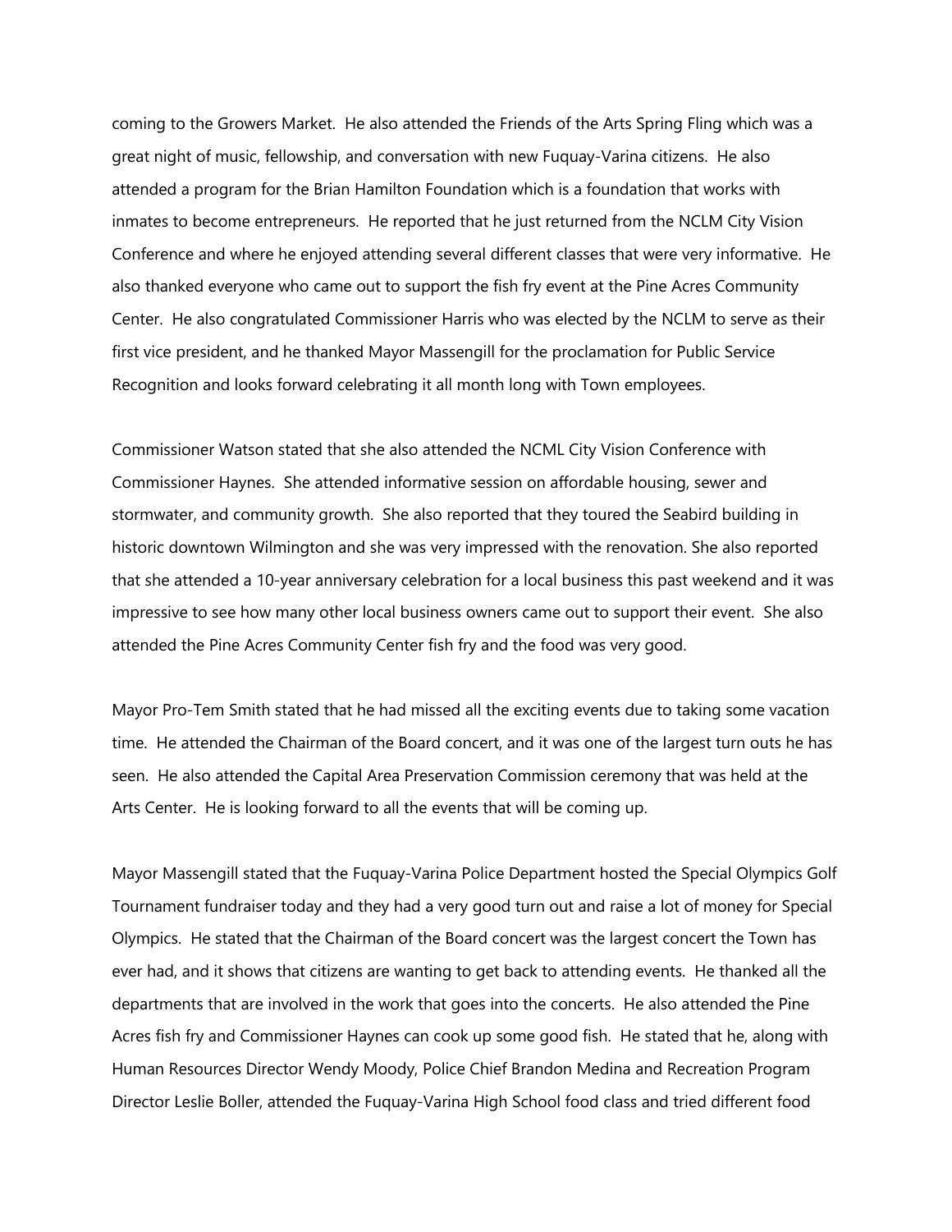coming to the Growers Market. He also attended the Friends of the Arts Spring Fling which was a great night of music, fellowship, and conversation with new Fuquay-Varina citizens. He also attended a program for the Brian Hamilton Foundation which is a foundation that works with inmates to become entrepreneurs. He reported that he just returned from the NCLM City Vision Conference and where he enjoyed attending several different classes that were very informative. He also thanked everyone who came out to support the fish fry event at the Pine Acres Community Center. He also congratulated Commissioner Harris who was elected by the NCLM to serve as their first vice president, and he thanked Mayor Massengill for the proclamation for Public Service Recognition and looks forward celebrating it all month long with Town employees.

Commissioner Watson stated that she also attended the NCML City Vision Conference with Commissioner Haynes. She attended informative session on affordable housing, sewer and stormwater, and community growth. She also reported that they toured the Seabird building in historic downtown Wilmington and she was very impressed with the renovation. She also reported that she attended a 10-year anniversary celebration for a local business this past weekend and it was impressive to see how many other local business owners came out to support their event. She also attended the Pine Acres Community Center fish fry and the food was very good.

Mayor Pro-Tem Smith stated that he had missed all the exciting events due to taking some vacation time. He attended the Chairman of the Board concert, and it was one of the largest turn outs he has seen. He also attended the Capital Area Preservation Commission ceremony that was held at the Arts Center. He is looking forward to all the events that will be coming up.

Mayor Massengill stated that the Fuquay-Varina Police Department hosted the Special Olympics Golf Tournament fundraiser today and they had a very good turn out and raise a lot of money for Special Olympics. He stated that the Chairman of the Board concert was the largest concert the Town has ever had, and it shows that citizens are wanting to get back to attending events. He thanked all the departments that are involved in the work that goes into the concerts. He also attended the Pine Acres fish fry and Commissioner Haynes can cook up some good fish. He stated that he, along with Human Resources Director Wendy Moody, Police Chief Brandon Medina and Recreation Program Director Leslie Boller, attended the Fuquay-Varina High School food class and tried different food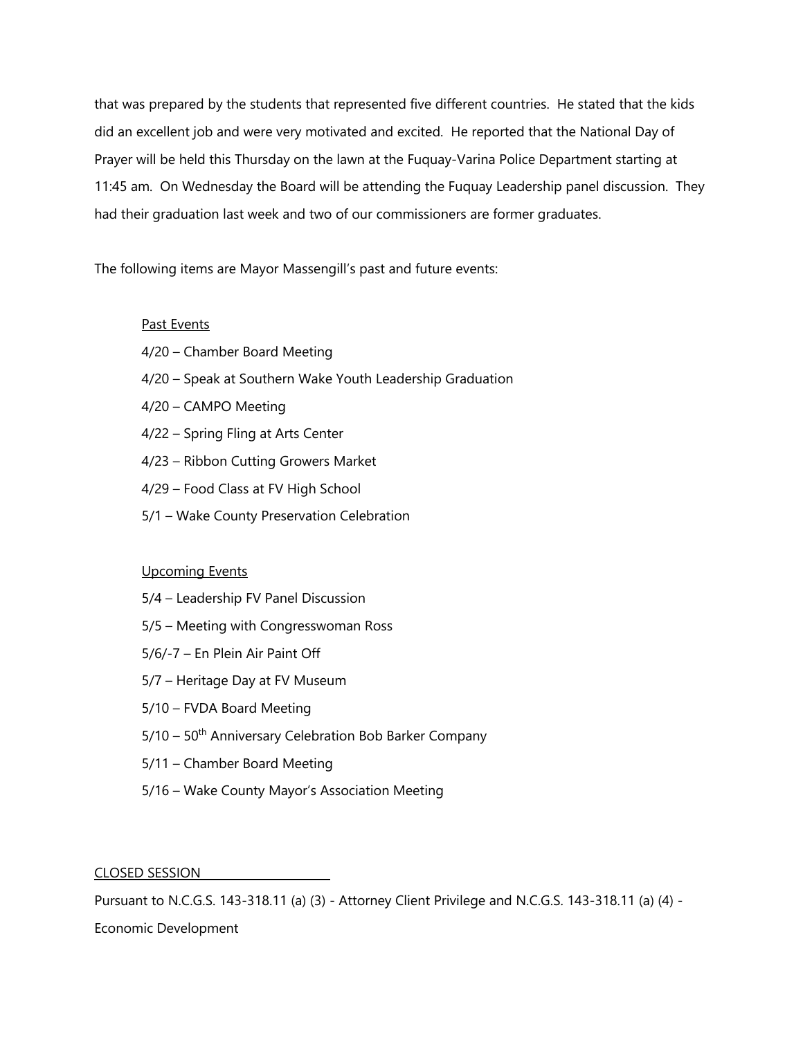that was prepared by the students that represented five different countries. He stated that the kids did an excellent job and were very motivated and excited. He reported that the National Day of Prayer will be held this Thursday on the lawn at the Fuquay-Varina Police Department starting at 11:45 am. On Wednesday the Board will be attending the Fuquay Leadership panel discussion. They had their graduation last week and two of our commissioners are former graduates.

The following items are Mayor Massengill's past and future events:

Past Events

4/20 – Chamber Board Meeting
4/20 – Speak at Southern Wake Youth Leadership Graduation
4/20 – CAMPO Meeting
4/22 – Spring Fling at Arts Center
4/23 – Ribbon Cutting Growers Market
4/29 – Food Class at FV High School
5/1 – Wake County Preservation Celebration

Upcoming Events

5/4 – Leadership FV Panel Discussion
5/5 – Meeting with Congresswoman Ross
5/6/-7 – En Plein Air Paint Off
5/7 – Heritage Day at FV Museum
5/10 – FVDA Board Meeting
5/10 – 50th Anniversary Celebration Bob Barker Company
5/11 – Chamber Board Meeting
5/16 – Wake County Mayor's Association Meeting

CLOSED SESSION

Pursuant to N.C.G.S. 143-318.11 (a) (3) - Attorney Client Privilege and N.C.G.S. 143-318.11 (a) (4) - Economic Development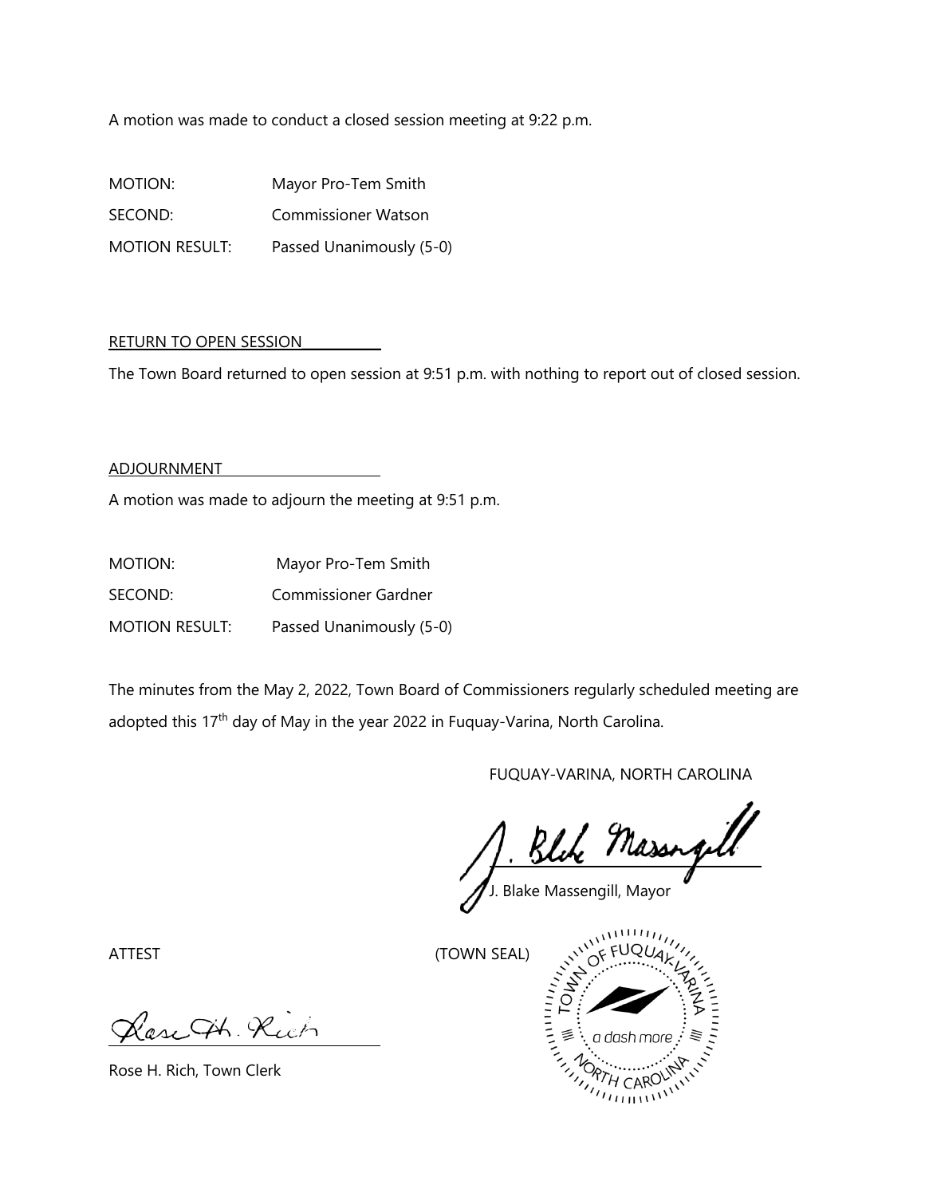A motion was made to conduct a closed session meeting at 9:22 p.m.

MOTION: Mayor Pro-Tem Smith

SECOND: Commissioner Watson

MOTION RESULT: Passed Unanimously (5-0)

RETURN TO OPEN SESSION

The Town Board returned to open session at 9:51 p.m. with nothing to report out of closed session.

ADJOURNMENT

A motion was made to adjourn the meeting at 9:51 p.m.

MOTION: Mayor Pro-Tem Smith

SECOND: Commissioner Gardner

MOTION RESULT: Passed Unanimously (5-0)

The minutes from the May 2, 2022, Town Board of Commissioners regularly scheduled meeting are adopted this 17th day of May in the year 2022 in Fuquay-Varina, North Carolina.

FUQUAY-VARINA, NORTH CAROLINA

J. Blake Massengill, Mayor

ATTEST (TOWN SEAL)

TOWN OF FUQUAY-VARINA
a dash more
NORTH CAROLINA

Rose H. Rich, Town Clerk